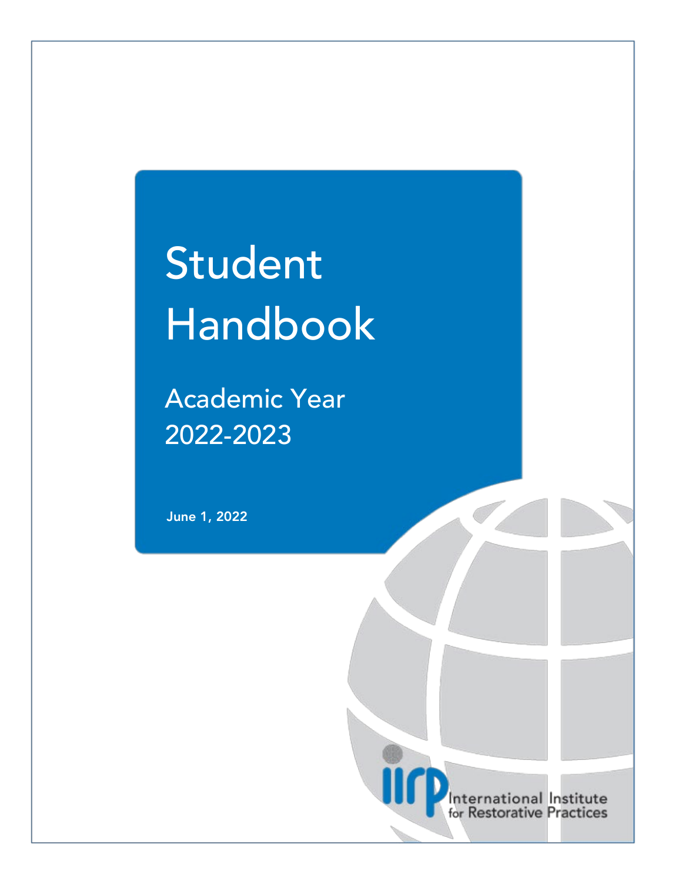# Student Handbook

## Academic Year 2022-2023

**June 1, 2022**

International Institute for Restorative Practices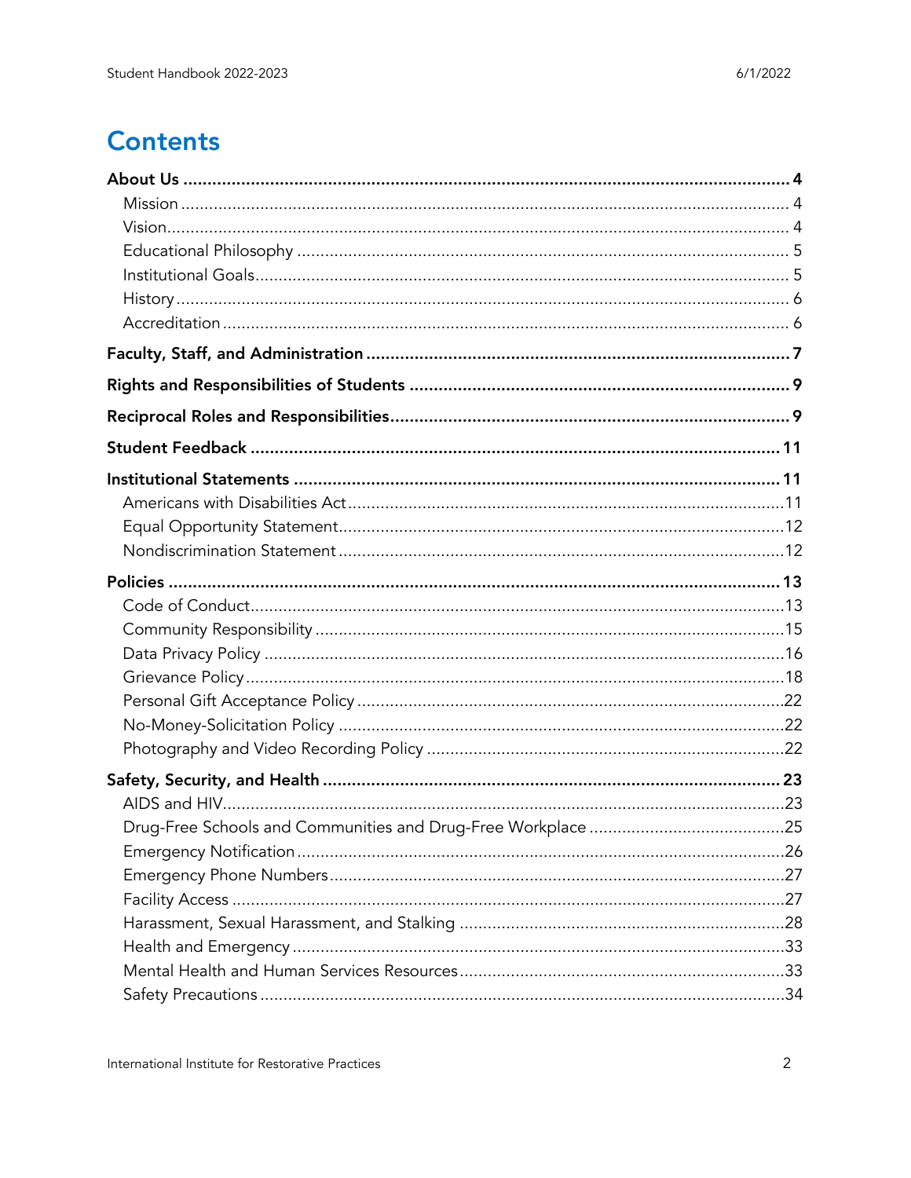# Contents

**About Us** .......... **4**
- Mission .......... 4
- Vision .......... 4
- Educational Philosophy .......... 5
- Institutional Goals .......... 5
- History .......... 6
- Accreditation .......... 6

**Faculty, Staff, and Administration** .......... **7**

**Rights and Responsibilities of Students** .......... **9**

**Reciprocal Roles and Responsibilities** .......... **9**

**Student Feedback** .......... **11**

**Institutional Statements** .......... **11**
- Americans with Disabilities Act .......... 11
- Equal Opportunity Statement .......... 12
- Nondiscrimination Statement .......... 12

**Policies** .......... **13**
- Code of Conduct .......... 13
- Community Responsibility .......... 15
- Data Privacy Policy .......... 16
- Grievance Policy .......... 18
- Personal Gift Acceptance Policy .......... 22
- No-Money-Solicitation Policy .......... 22
- Photography and Video Recording Policy .......... 22

**Safety, Security, and Health** .......... **23**
- AIDS and HIV .......... 23
- Drug-Free Schools and Communities and Drug-Free Workplace .......... 25
- Emergency Notification .......... 26
- Emergency Phone Numbers .......... 27
- Facility Access .......... 27
- Harassment, Sexual Harassment, and Stalking .......... 28
- Health and Emergency .......... 33
- Mental Health and Human Services Resources .......... 33
- Safety Precautions .......... 34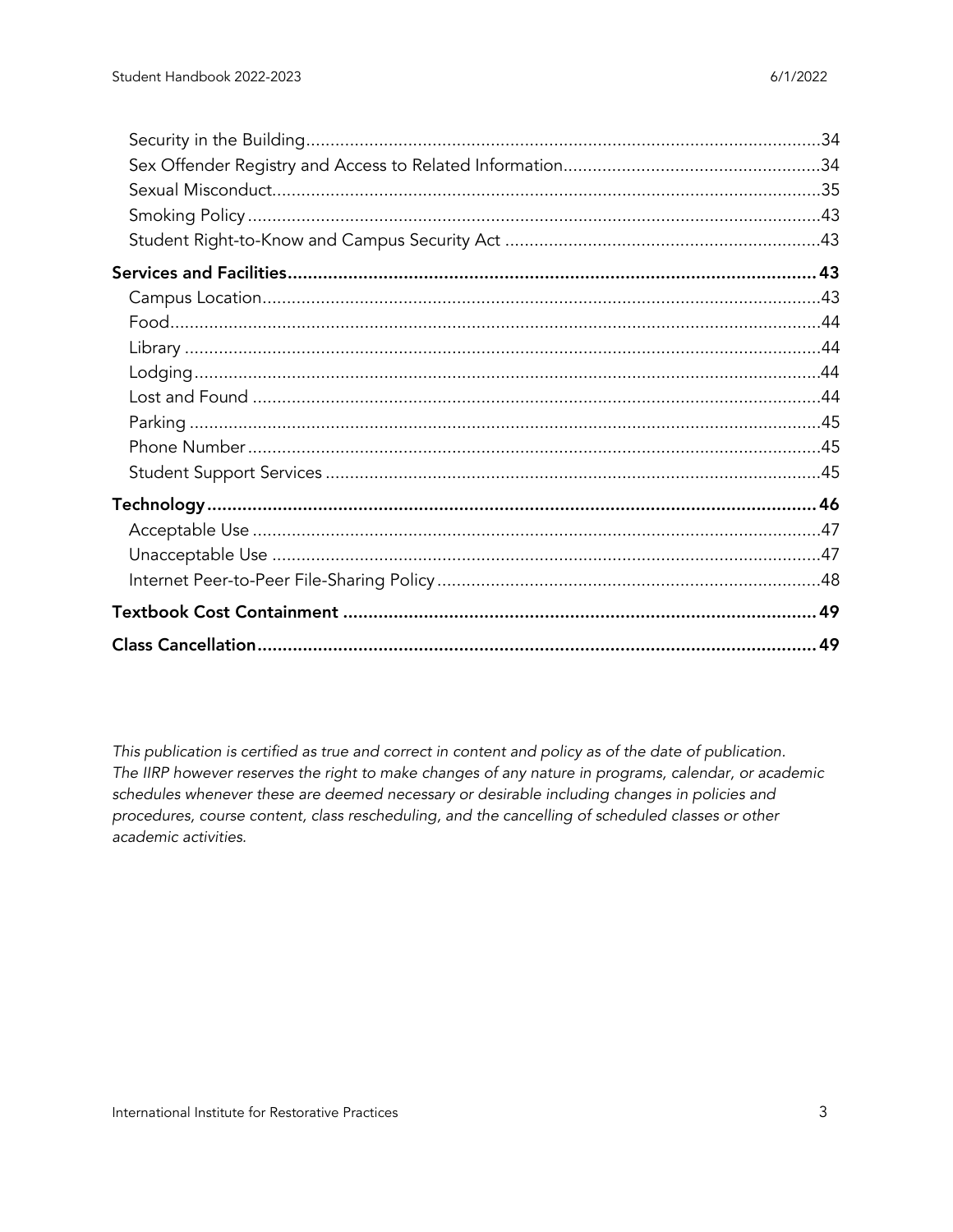- Security in the Building ... 34
- Sex Offender Registry and Access to Related Information ... 34
- Sexual Misconduct ... 35
- Smoking Policy ... 43
- Student Right-to-Know and Campus Security Act ... 43

**Services and Facilities ... 43**

- Campus Location ... 43
- Food ... 44
- Library ... 44
- Lodging ... 44
- Lost and Found ... 44
- Parking ... 45
- Phone Number ... 45
- Student Support Services ... 45

**Technology ... 46**

- Acceptable Use ... 47
- Unacceptable Use ... 47
- Internet Peer-to-Peer File-Sharing Policy ... 48

**Textbook Cost Containment ... 49**

**Class Cancellation ... 49**

*This publication is certified as true and correct in content and policy as of the date of publication. The IIRP however reserves the right to make changes of any nature in programs, calendar, or academic schedules whenever these are deemed necessary or desirable including changes in policies and procedures, course content, class rescheduling, and the cancelling of scheduled classes or other academic activities.*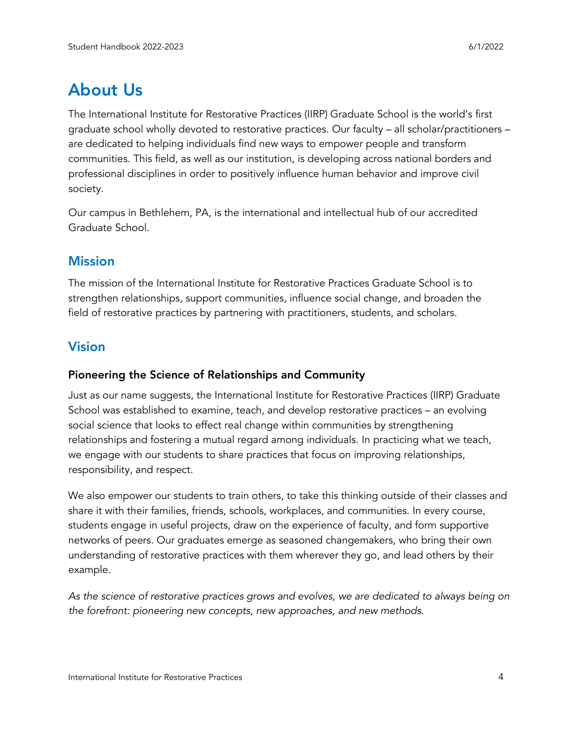# About Us

The International Institute for Restorative Practices (IIRP) Graduate School is the world's first graduate school wholly devoted to restorative practices. Our faculty – all scholar/practitioners – are dedicated to helping individuals find new ways to empower people and transform communities. This field, as well as our institution, is developing across national borders and professional disciplines in order to positively influence human behavior and improve civil society.

Our campus in Bethlehem, PA, is the international and intellectual hub of our accredited Graduate School.

## Mission

The mission of the International Institute for Restorative Practices Graduate School is to strengthen relationships, support communities, influence social change, and broaden the field of restorative practices by partnering with practitioners, students, and scholars.

## Vision

### Pioneering the Science of Relationships and Community

Just as our name suggests, the International Institute for Restorative Practices (IIRP) Graduate School was established to examine, teach, and develop restorative practices – an evolving social science that looks to effect real change within communities by strengthening relationships and fostering a mutual regard among individuals. In practicing what we teach, we engage with our students to share practices that focus on improving relationships, responsibility, and respect.

We also empower our students to train others, to take this thinking outside of their classes and share it with their families, friends, schools, workplaces, and communities. In every course, students engage in useful projects, draw on the experience of faculty, and form supportive networks of peers. Our graduates emerge as seasoned changemakers, who bring their own understanding of restorative practices with them wherever they go, and lead others by their example.

*As the science of restorative practices grows and evolves, we are dedicated to always being on the forefront: pioneering new concepts, new approaches, and new methods.*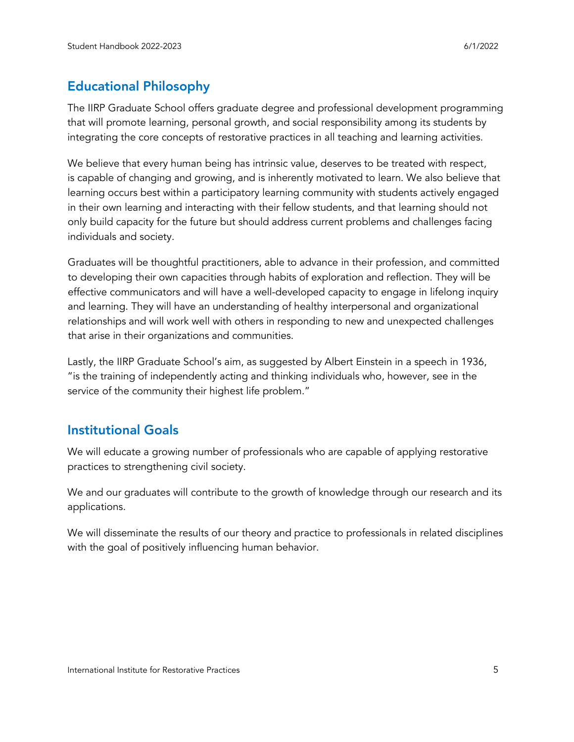## Educational Philosophy

The IIRP Graduate School offers graduate degree and professional development programming that will promote learning, personal growth, and social responsibility among its students by integrating the core concepts of restorative practices in all teaching and learning activities.

We believe that every human being has intrinsic value, deserves to be treated with respect, is capable of changing and growing, and is inherently motivated to learn. We also believe that learning occurs best within a participatory learning community with students actively engaged in their own learning and interacting with their fellow students, and that learning should not only build capacity for the future but should address current problems and challenges facing individuals and society.

Graduates will be thoughtful practitioners, able to advance in their profession, and committed to developing their own capacities through habits of exploration and reflection. They will be effective communicators and will have a well-developed capacity to engage in lifelong inquiry and learning. They will have an understanding of healthy interpersonal and organizational relationships and will work well with others in responding to new and unexpected challenges that arise in their organizations and communities.

Lastly, the IIRP Graduate School's aim, as suggested by Albert Einstein in a speech in 1936, "is the training of independently acting and thinking individuals who, however, see in the service of the community their highest life problem."

## Institutional Goals

We will educate a growing number of professionals who are capable of applying restorative practices to strengthening civil society.

We and our graduates will contribute to the growth of knowledge through our research and its applications.

We will disseminate the results of our theory and practice to professionals in related disciplines with the goal of positively influencing human behavior.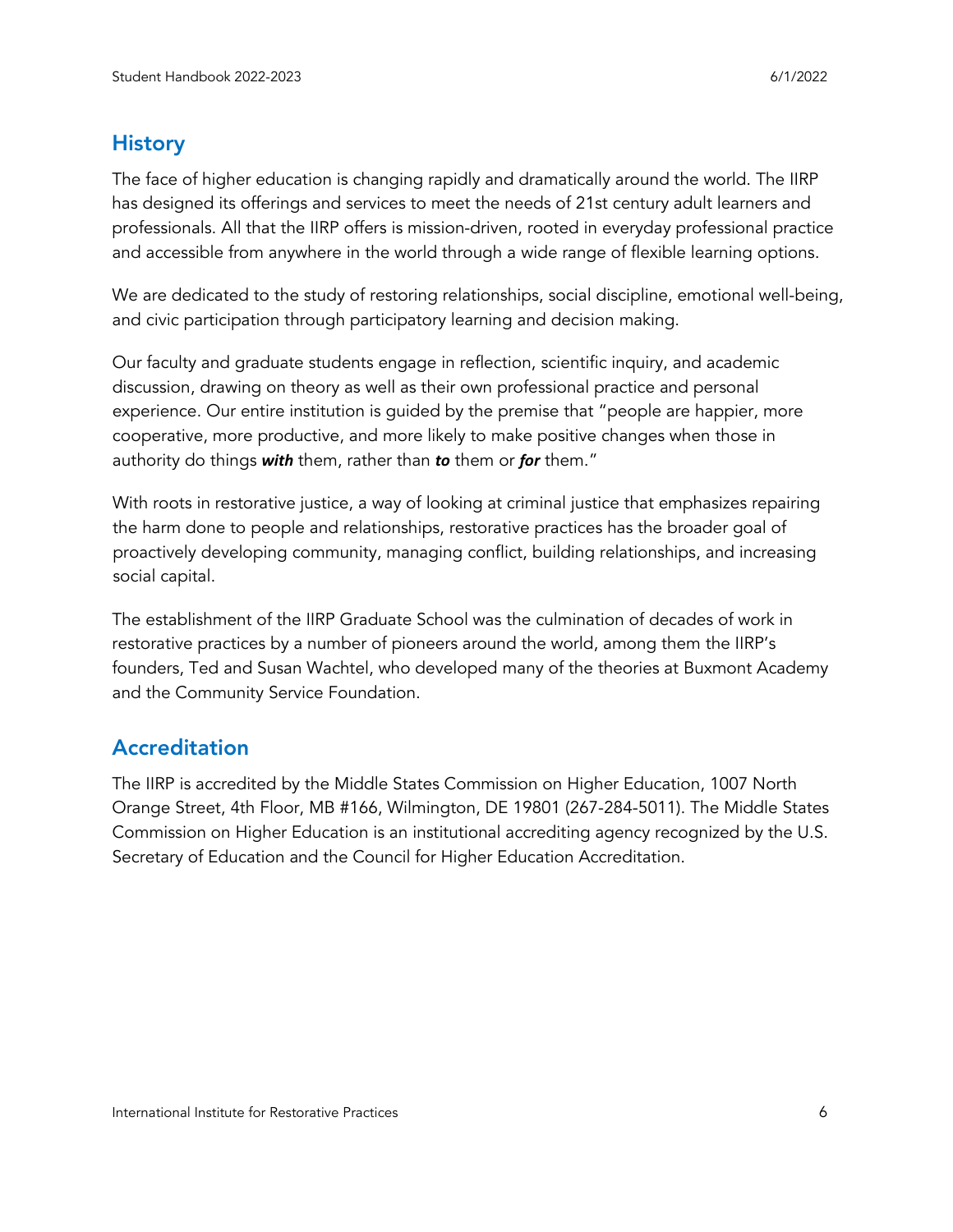## History

The face of higher education is changing rapidly and dramatically around the world. The IIRP has designed its offerings and services to meet the needs of 21st century adult learners and professionals. All that the IIRP offers is mission-driven, rooted in everyday professional practice and accessible from anywhere in the world through a wide range of flexible learning options.

We are dedicated to the study of restoring relationships, social discipline, emotional well-being, and civic participation through participatory learning and decision making.

Our faculty and graduate students engage in reflection, scientific inquiry, and academic discussion, drawing on theory as well as their own professional practice and personal experience. Our entire institution is guided by the premise that "people are happier, more cooperative, more productive, and more likely to make positive changes when those in authority do things ***with*** them, rather than ***to*** them or ***for*** them."

With roots in restorative justice, a way of looking at criminal justice that emphasizes repairing the harm done to people and relationships, restorative practices has the broader goal of proactively developing community, managing conflict, building relationships, and increasing social capital.

The establishment of the IIRP Graduate School was the culmination of decades of work in restorative practices by a number of pioneers around the world, among them the IIRP's founders, Ted and Susan Wachtel, who developed many of the theories at Buxmont Academy and the Community Service Foundation.

## Accreditation

The IIRP is accredited by the Middle States Commission on Higher Education, 1007 North Orange Street, 4th Floor, MB #166, Wilmington, DE 19801 (267-284-5011). The Middle States Commission on Higher Education is an institutional accrediting agency recognized by the U.S. Secretary of Education and the Council for Higher Education Accreditation.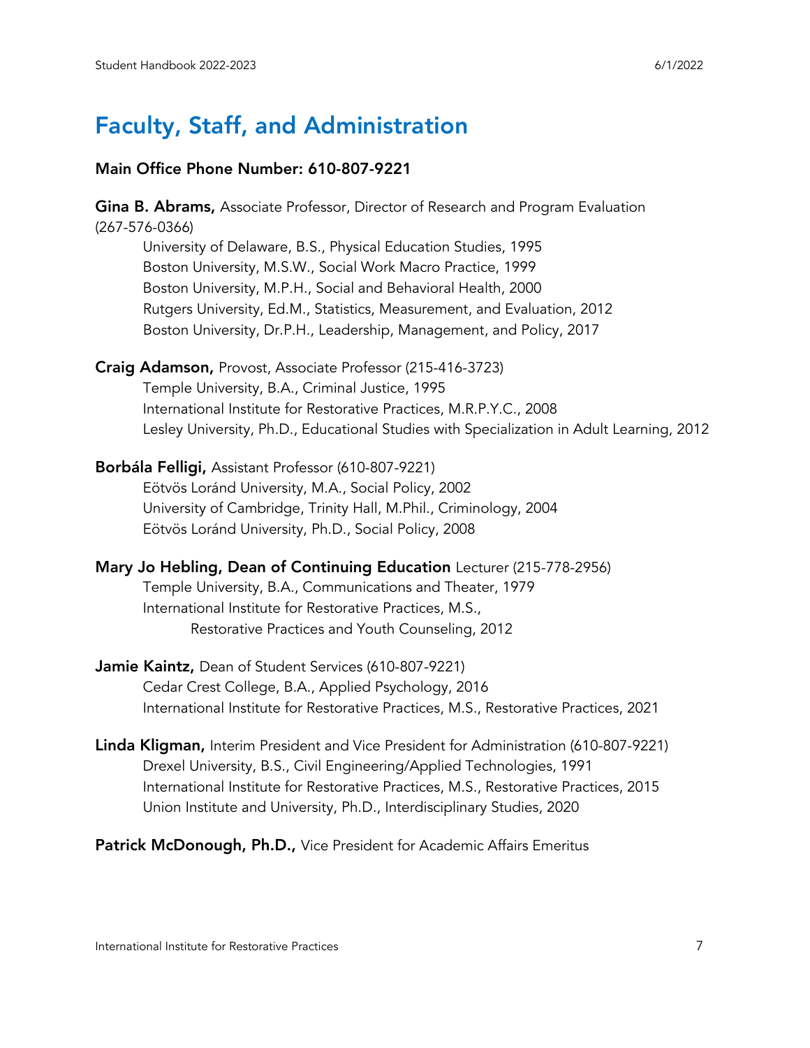# Faculty, Staff, and Administration

**Main Office Phone Number: 610-807-9221**

**Gina B. Abrams,** Associate Professor, Director of Research and Program Evaluation (267-576-0366)

University of Delaware, B.S., Physical Education Studies, 1995
Boston University, M.S.W., Social Work Macro Practice, 1999
Boston University, M.P.H., Social and Behavioral Health, 2000
Rutgers University, Ed.M., Statistics, Measurement, and Evaluation, 2012
Boston University, Dr.P.H., Leadership, Management, and Policy, 2017

**Craig Adamson,** Provost, Associate Professor (215-416-3723)

Temple University, B.A., Criminal Justice, 1995
International Institute for Restorative Practices, M.R.P.Y.C., 2008
Lesley University, Ph.D., Educational Studies with Specialization in Adult Learning, 2012

**Borbála Felligi,** Assistant Professor (610-807-9221)

Eötvös Loránd University, M.A., Social Policy, 2002
University of Cambridge, Trinity Hall, M.Phil., Criminology, 2004
Eötvös Loránd University, Ph.D., Social Policy, 2008

**Mary Jo Hebling, Dean of Continuing Education** Lecturer (215-778-2956)

Temple University, B.A., Communications and Theater, 1979
International Institute for Restorative Practices, M.S., Restorative Practices and Youth Counseling, 2012

**Jamie Kaintz,** Dean of Student Services (610-807-9221)

Cedar Crest College, B.A., Applied Psychology, 2016
International Institute for Restorative Practices, M.S., Restorative Practices, 2021

**Linda Kligman,** Interim President and Vice President for Administration (610-807-9221)

Drexel University, B.S., Civil Engineering/Applied Technologies, 1991
International Institute for Restorative Practices, M.S., Restorative Practices, 2015
Union Institute and University, Ph.D., Interdisciplinary Studies, 2020

**Patrick McDonough, Ph.D.,** Vice President for Academic Affairs Emeritus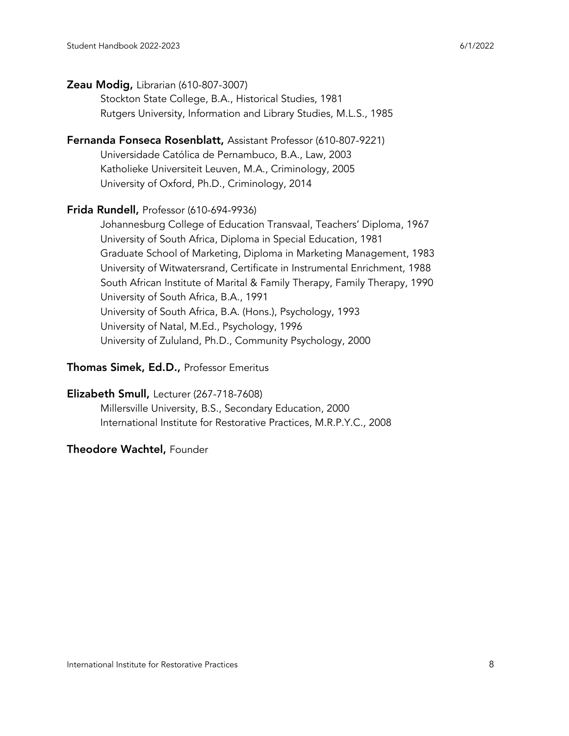**Zeau Modig,** Librarian (610-807-3007)
Stockton State College, B.A., Historical Studies, 1981
Rutgers University, Information and Library Studies, M.L.S., 1985

**Fernanda Fonseca Rosenblatt,** Assistant Professor (610-807-9221)
Universidade Católica de Pernambuco, B.A., Law, 2003
Katholieke Universiteit Leuven, M.A., Criminology, 2005
University of Oxford, Ph.D., Criminology, 2014

**Frida Rundell,** Professor (610-694-9936)
Johannesburg College of Education Transvaal, Teachers' Diploma, 1967
University of South Africa, Diploma in Special Education, 1981
Graduate School of Marketing, Diploma in Marketing Management, 1983
University of Witwatersrand, Certificate in Instrumental Enrichment, 1988
South African Institute of Marital & Family Therapy, Family Therapy, 1990
University of South Africa, B.A., 1991
University of South Africa, B.A. (Hons.), Psychology, 1993
University of Natal, M.Ed., Psychology, 1996
University of Zululand, Ph.D., Community Psychology, 2000

**Thomas Simek, Ed.D.,** Professor Emeritus

**Elizabeth Smull,** Lecturer (267-718-7608)
Millersville University, B.S., Secondary Education, 2000
International Institute for Restorative Practices, M.R.P.Y.C., 2008

**Theodore Wachtel,** Founder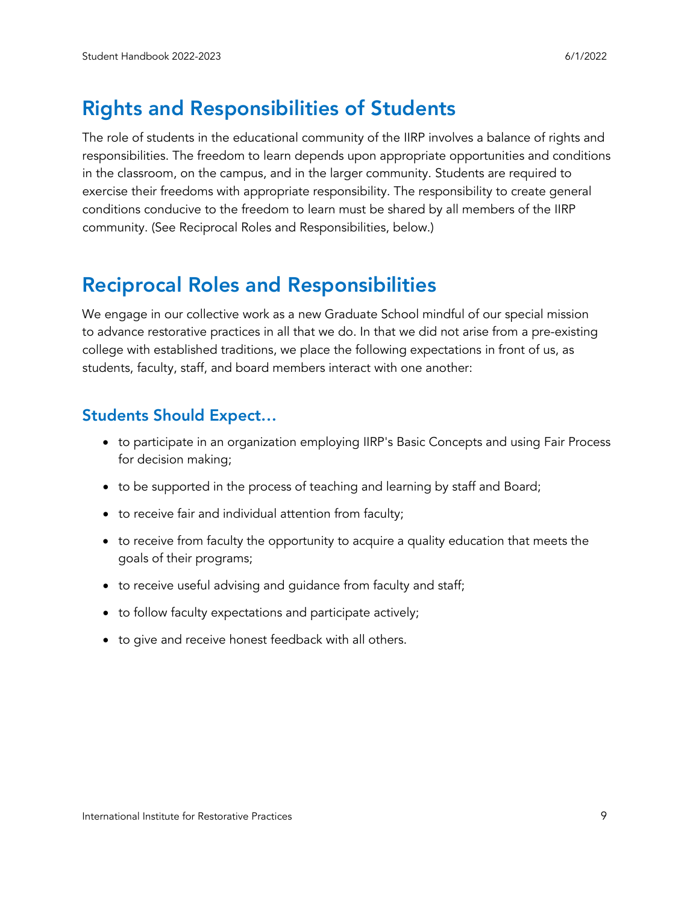## Rights and Responsibilities of Students

The role of students in the educational community of the IIRP involves a balance of rights and responsibilities. The freedom to learn depends upon appropriate opportunities and conditions in the classroom, on the campus, and in the larger community. Students are required to exercise their freedoms with appropriate responsibility. The responsibility to create general conditions conducive to the freedom to learn must be shared by all members of the IIRP community. (See Reciprocal Roles and Responsibilities, below.)

## Reciprocal Roles and Responsibilities

We engage in our collective work as a new Graduate School mindful of our special mission to advance restorative practices in all that we do. In that we did not arise from a pre-existing college with established traditions, we place the following expectations in front of us, as students, faculty, staff, and board members interact with one another:

### Students Should Expect…

- to participate in an organization employing IIRP's Basic Concepts and using Fair Process for decision making;
- to be supported in the process of teaching and learning by staff and Board;
- to receive fair and individual attention from faculty;
- to receive from faculty the opportunity to acquire a quality education that meets the goals of their programs;
- to receive useful advising and guidance from faculty and staff;
- to follow faculty expectations and participate actively;
- to give and receive honest feedback with all others.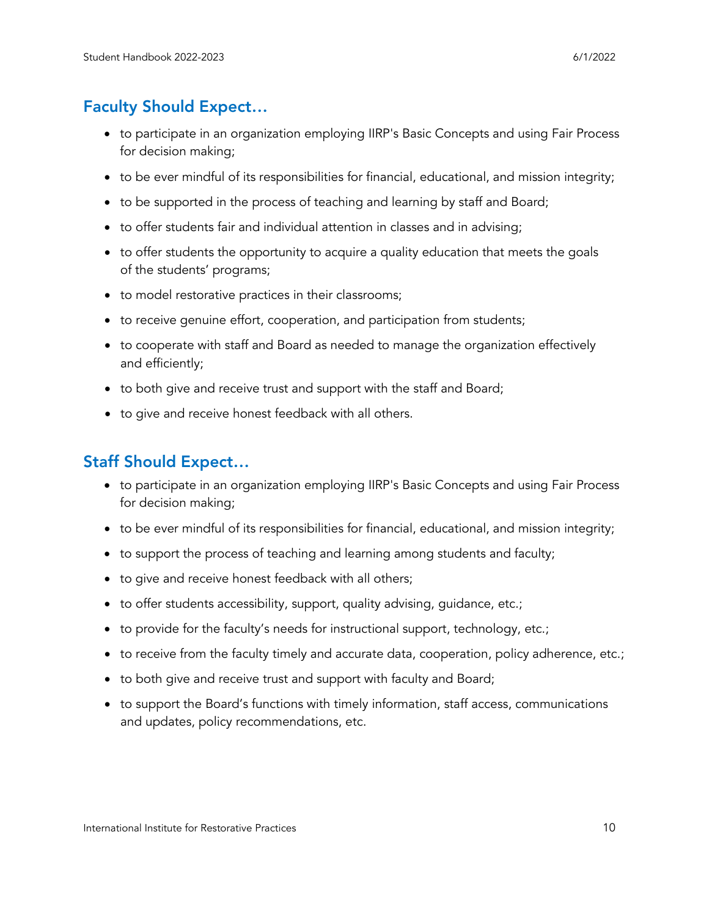## Faculty Should Expect…

- to participate in an organization employing IIRP's Basic Concepts and using Fair Process for decision making;
- to be ever mindful of its responsibilities for financial, educational, and mission integrity;
- to be supported in the process of teaching and learning by staff and Board;
- to offer students fair and individual attention in classes and in advising;
- to offer students the opportunity to acquire a quality education that meets the goals of the students' programs;
- to model restorative practices in their classrooms;
- to receive genuine effort, cooperation, and participation from students;
- to cooperate with staff and Board as needed to manage the organization effectively and efficiently;
- to both give and receive trust and support with the staff and Board;
- to give and receive honest feedback with all others.

## Staff Should Expect…

- to participate in an organization employing IIRP's Basic Concepts and using Fair Process for decision making;
- to be ever mindful of its responsibilities for financial, educational, and mission integrity;
- to support the process of teaching and learning among students and faculty;
- to give and receive honest feedback with all others;
- to offer students accessibility, support, quality advising, guidance, etc.;
- to provide for the faculty's needs for instructional support, technology, etc.;
- to receive from the faculty timely and accurate data, cooperation, policy adherence, etc.;
- to both give and receive trust and support with faculty and Board;
- to support the Board's functions with timely information, staff access, communications and updates, policy recommendations, etc.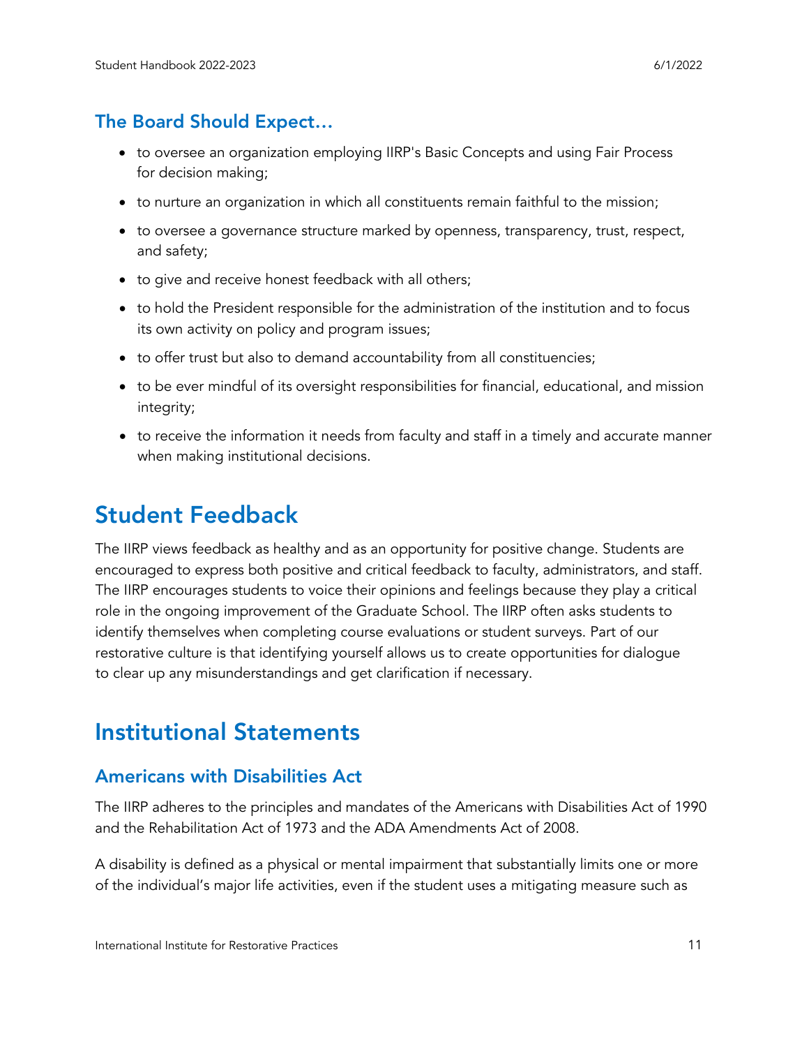### The Board Should Expect…

- to oversee an organization employing IIRP's Basic Concepts and using Fair Process for decision making;
- to nurture an organization in which all constituents remain faithful to the mission;
- to oversee a governance structure marked by openness, transparency, trust, respect, and safety;
- to give and receive honest feedback with all others;
- to hold the President responsible for the administration of the institution and to focus its own activity on policy and program issues;
- to offer trust but also to demand accountability from all constituencies;
- to be ever mindful of its oversight responsibilities for financial, educational, and mission integrity;
- to receive the information it needs from faculty and staff in a timely and accurate manner when making institutional decisions.

## Student Feedback

The IIRP views feedback as healthy and as an opportunity for positive change. Students are encouraged to express both positive and critical feedback to faculty, administrators, and staff. The IIRP encourages students to voice their opinions and feelings because they play a critical role in the ongoing improvement of the Graduate School. The IIRP often asks students to identify themselves when completing course evaluations or student surveys. Part of our restorative culture is that identifying yourself allows us to create opportunities for dialogue to clear up any misunderstandings and get clarification if necessary.

## Institutional Statements

### Americans with Disabilities Act

The IIRP adheres to the principles and mandates of the Americans with Disabilities Act of 1990 and the Rehabilitation Act of 1973 and the ADA Amendments Act of 2008.

A disability is defined as a physical or mental impairment that substantially limits one or more of the individual's major life activities, even if the student uses a mitigating measure such as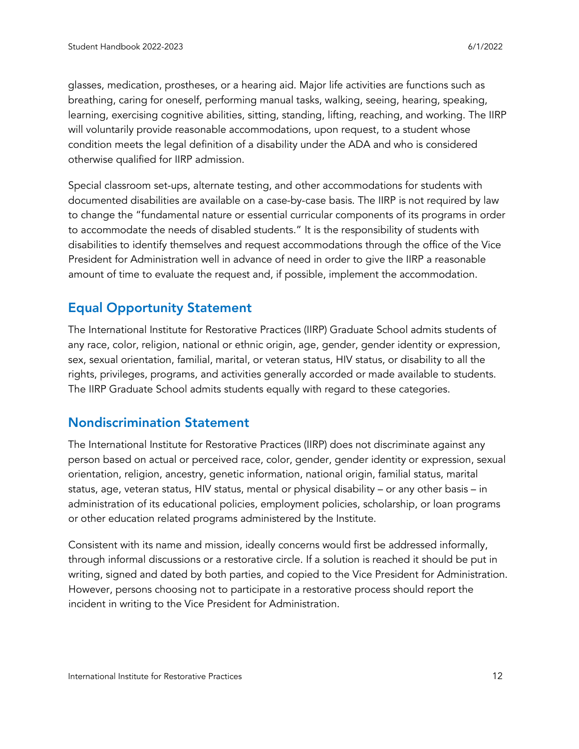glasses, medication, prostheses, or a hearing aid. Major life activities are functions such as breathing, caring for oneself, performing manual tasks, walking, seeing, hearing, speaking, learning, exercising cognitive abilities, sitting, standing, lifting, reaching, and working. The IIRP will voluntarily provide reasonable accommodations, upon request, to a student whose condition meets the legal definition of a disability under the ADA and who is considered otherwise qualified for IIRP admission.

Special classroom set-ups, alternate testing, and other accommodations for students with documented disabilities are available on a case-by-case basis. The IIRP is not required by law to change the "fundamental nature or essential curricular components of its programs in order to accommodate the needs of disabled students." It is the responsibility of students with disabilities to identify themselves and request accommodations through the office of the Vice President for Administration well in advance of need in order to give the IIRP a reasonable amount of time to evaluate the request and, if possible, implement the accommodation.

## Equal Opportunity Statement

The International Institute for Restorative Practices (IIRP) Graduate School admits students of any race, color, religion, national or ethnic origin, age, gender, gender identity or expression, sex, sexual orientation, familial, marital, or veteran status, HIV status, or disability to all the rights, privileges, programs, and activities generally accorded or made available to students. The IIRP Graduate School admits students equally with regard to these categories.

## Nondiscrimination Statement

The International Institute for Restorative Practices (IIRP) does not discriminate against any person based on actual or perceived race, color, gender, gender identity or expression, sexual orientation, religion, ancestry, genetic information, national origin, familial status, marital status, age, veteran status, HIV status, mental or physical disability – or any other basis – in administration of its educational policies, employment policies, scholarship, or loan programs or other education related programs administered by the Institute.

Consistent with its name and mission, ideally concerns would first be addressed informally, through informal discussions or a restorative circle. If a solution is reached it should be put in writing, signed and dated by both parties, and copied to the Vice President for Administration. However, persons choosing not to participate in a restorative process should report the incident in writing to the Vice President for Administration.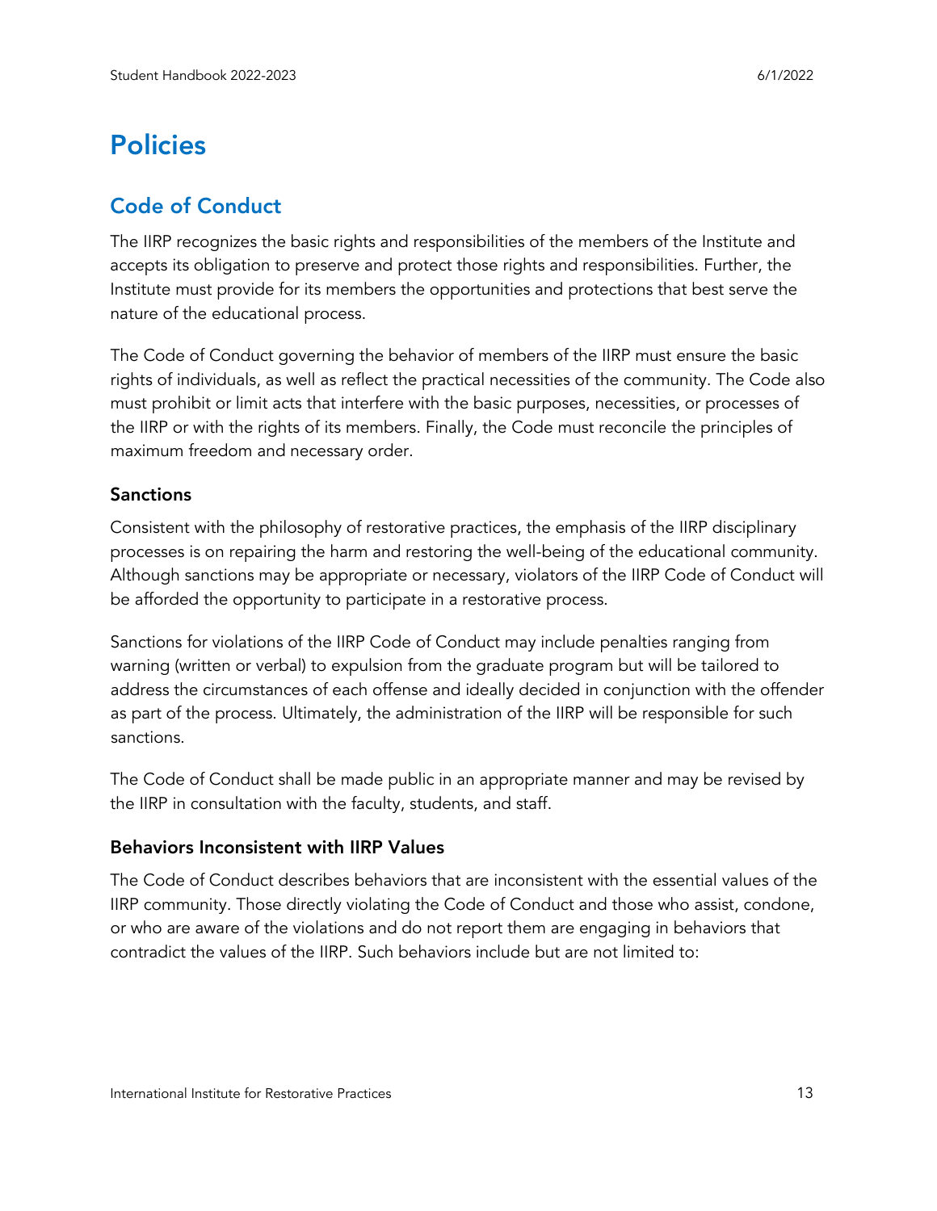# Policies

## Code of Conduct

The IIRP recognizes the basic rights and responsibilities of the members of the Institute and accepts its obligation to preserve and protect those rights and responsibilities. Further, the Institute must provide for its members the opportunities and protections that best serve the nature of the educational process.

The Code of Conduct governing the behavior of members of the IIRP must ensure the basic rights of individuals, as well as reflect the practical necessities of the community. The Code also must prohibit or limit acts that interfere with the basic purposes, necessities, or processes of the IIRP or with the rights of its members. Finally, the Code must reconcile the principles of maximum freedom and necessary order.

### Sanctions

Consistent with the philosophy of restorative practices, the emphasis of the IIRP disciplinary processes is on repairing the harm and restoring the well-being of the educational community. Although sanctions may be appropriate or necessary, violators of the IIRP Code of Conduct will be afforded the opportunity to participate in a restorative process.

Sanctions for violations of the IIRP Code of Conduct may include penalties ranging from warning (written or verbal) to expulsion from the graduate program but will be tailored to address the circumstances of each offense and ideally decided in conjunction with the offender as part of the process. Ultimately, the administration of the IIRP will be responsible for such sanctions.

The Code of Conduct shall be made public in an appropriate manner and may be revised by the IIRP in consultation with the faculty, students, and staff.

### Behaviors Inconsistent with IIRP Values

The Code of Conduct describes behaviors that are inconsistent with the essential values of the IIRP community. Those directly violating the Code of Conduct and those who assist, condone, or who are aware of the violations and do not report them are engaging in behaviors that contradict the values of the IIRP. Such behaviors include but are not limited to: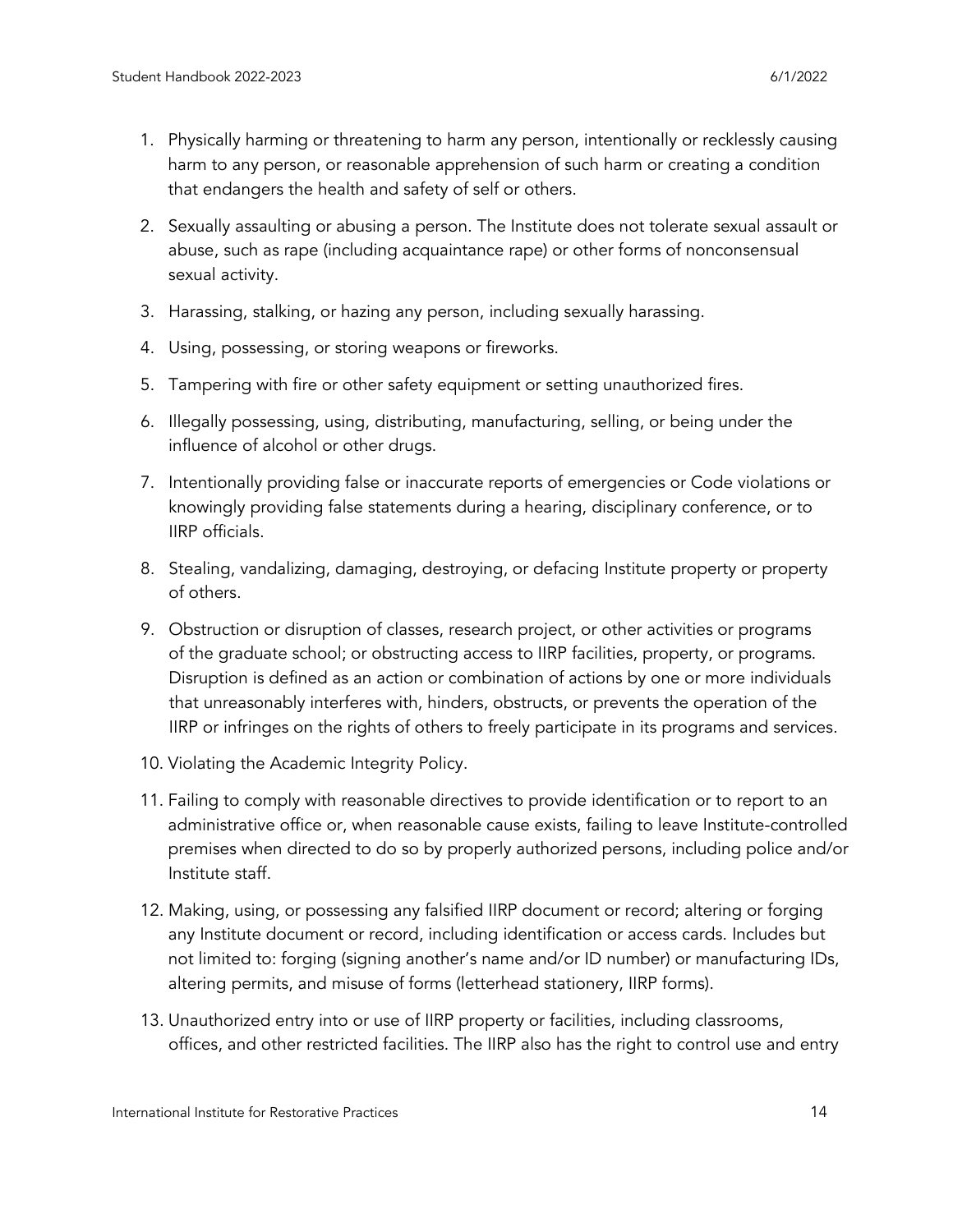1. Physically harming or threatening to harm any person, intentionally or recklessly causing harm to any person, or reasonable apprehension of such harm or creating a condition that endangers the health and safety of self or others.
2. Sexually assaulting or abusing a person. The Institute does not tolerate sexual assault or abuse, such as rape (including acquaintance rape) or other forms of nonconsensual sexual activity.
3. Harassing, stalking, or hazing any person, including sexually harassing.
4. Using, possessing, or storing weapons or fireworks.
5. Tampering with fire or other safety equipment or setting unauthorized fires.
6. Illegally possessing, using, distributing, manufacturing, selling, or being under the influence of alcohol or other drugs.
7. Intentionally providing false or inaccurate reports of emergencies or Code violations or knowingly providing false statements during a hearing, disciplinary conference, or to IIRP officials.
8. Stealing, vandalizing, damaging, destroying, or defacing Institute property or property of others.
9. Obstruction or disruption of classes, research project, or other activities or programs of the graduate school; or obstructing access to IIRP facilities, property, or programs. Disruption is defined as an action or combination of actions by one or more individuals that unreasonably interferes with, hinders, obstructs, or prevents the operation of the IIRP or infringes on the rights of others to freely participate in its programs and services.
10. Violating the Academic Integrity Policy.
11. Failing to comply with reasonable directives to provide identification or to report to an administrative office or, when reasonable cause exists, failing to leave Institute-controlled premises when directed to do so by properly authorized persons, including police and/or Institute staff.
12. Making, using, or possessing any falsified IIRP document or record; altering or forging any Institute document or record, including identification or access cards. Includes but not limited to: forging (signing another's name and/or ID number) or manufacturing IDs, altering permits, and misuse of forms (letterhead stationery, IIRP forms).
13. Unauthorized entry into or use of IIRP property or facilities, including classrooms, offices, and other restricted facilities. The IIRP also has the right to control use and entry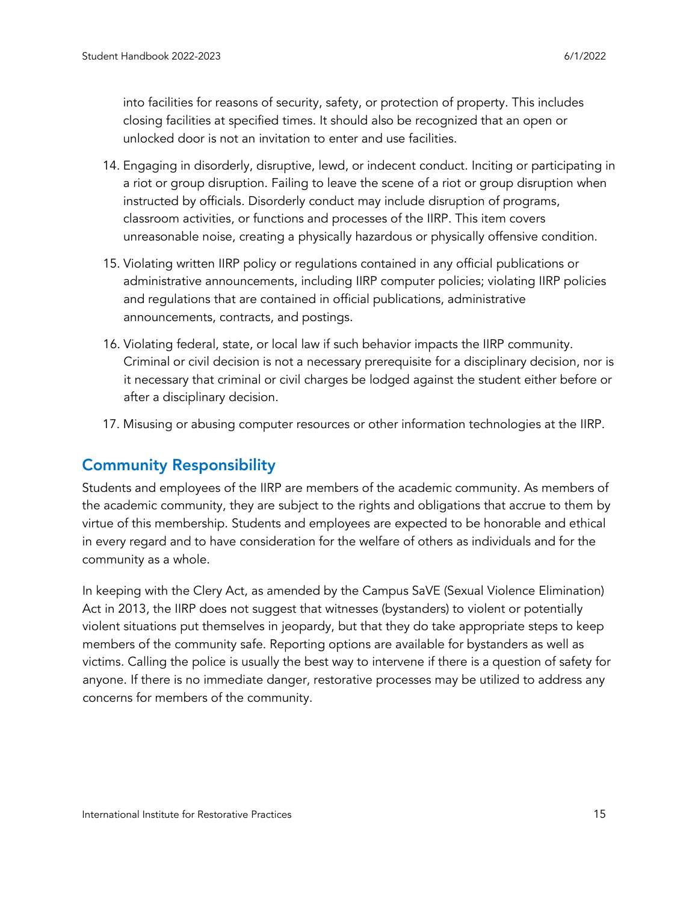into facilities for reasons of security, safety, or protection of property. This includes closing facilities at specified times. It should also be recognized that an open or unlocked door is not an invitation to enter and use facilities.

14. Engaging in disorderly, disruptive, lewd, or indecent conduct. Inciting or participating in a riot or group disruption. Failing to leave the scene of a riot or group disruption when instructed by officials. Disorderly conduct may include disruption of programs, classroom activities, or functions and processes of the IIRP. This item covers unreasonable noise, creating a physically hazardous or physically offensive condition.
15. Violating written IIRP policy or regulations contained in any official publications or administrative announcements, including IIRP computer policies; violating IIRP policies and regulations that are contained in official publications, administrative announcements, contracts, and postings.
16. Violating federal, state, or local law if such behavior impacts the IIRP community. Criminal or civil decision is not a necessary prerequisite for a disciplinary decision, nor is it necessary that criminal or civil charges be lodged against the student either before or after a disciplinary decision.
17. Misusing or abusing computer resources or other information technologies at the IIRP.

## Community Responsibility

Students and employees of the IIRP are members of the academic community. As members of the academic community, they are subject to the rights and obligations that accrue to them by virtue of this membership. Students and employees are expected to be honorable and ethical in every regard and to have consideration for the welfare of others as individuals and for the community as a whole.

In keeping with the Clery Act, as amended by the Campus SaVE (Sexual Violence Elimination) Act in 2013, the IIRP does not suggest that witnesses (bystanders) to violent or potentially violent situations put themselves in jeopardy, but that they do take appropriate steps to keep members of the community safe. Reporting options are available for bystanders as well as victims. Calling the police is usually the best way to intervene if there is a question of safety for anyone. If there is no immediate danger, restorative processes may be utilized to address any concerns for members of the community.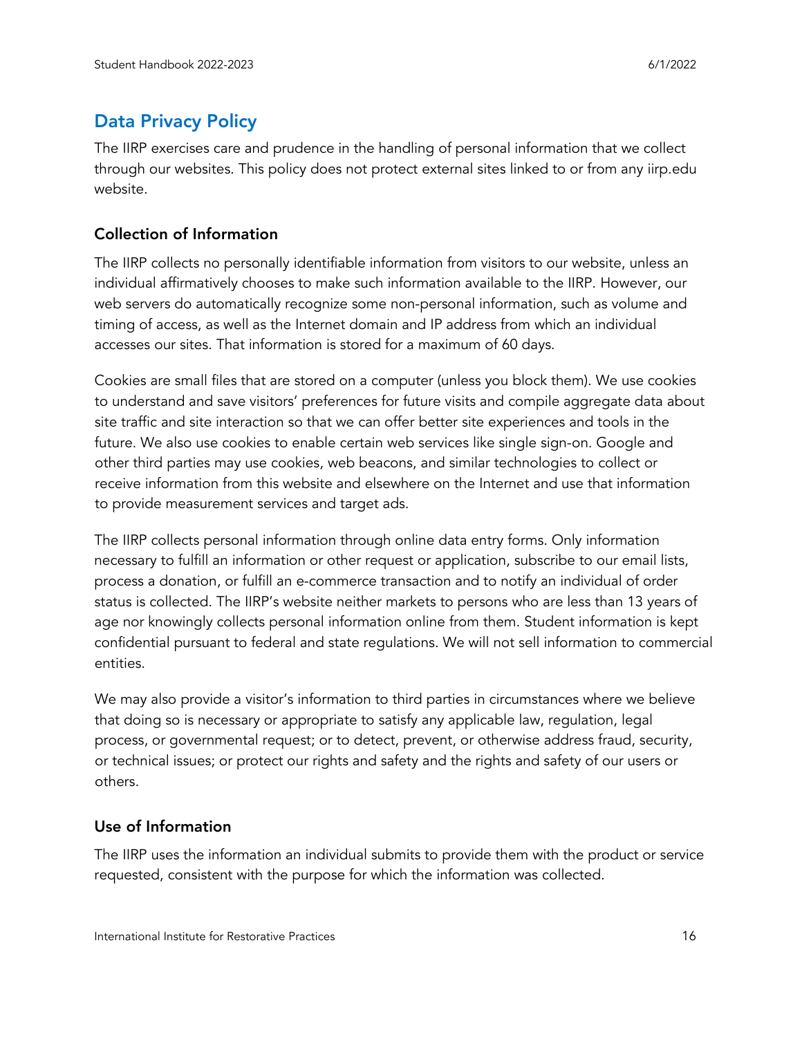## Data Privacy Policy

The IIRP exercises care and prudence in the handling of personal information that we collect through our websites. This policy does not protect external sites linked to or from any iirp.edu website.

### Collection of Information

The IIRP collects no personally identifiable information from visitors to our website, unless an individual affirmatively chooses to make such information available to the IIRP. However, our web servers do automatically recognize some non-personal information, such as volume and timing of access, as well as the Internet domain and IP address from which an individual accesses our sites. That information is stored for a maximum of 60 days.

Cookies are small files that are stored on a computer (unless you block them). We use cookies to understand and save visitors' preferences for future visits and compile aggregate data about site traffic and site interaction so that we can offer better site experiences and tools in the future. We also use cookies to enable certain web services like single sign-on. Google and other third parties may use cookies, web beacons, and similar technologies to collect or receive information from this website and elsewhere on the Internet and use that information to provide measurement services and target ads.

The IIRP collects personal information through online data entry forms. Only information necessary to fulfill an information or other request or application, subscribe to our email lists, process a donation, or fulfill an e-commerce transaction and to notify an individual of order status is collected. The IIRP's website neither markets to persons who are less than 13 years of age nor knowingly collects personal information online from them. Student information is kept confidential pursuant to federal and state regulations. We will not sell information to commercial entities.

We may also provide a visitor's information to third parties in circumstances where we believe that doing so is necessary or appropriate to satisfy any applicable law, regulation, legal process, or governmental request; or to detect, prevent, or otherwise address fraud, security, or technical issues; or protect our rights and safety and the rights and safety of our users or others.

### Use of Information

The IIRP uses the information an individual submits to provide them with the product or service requested, consistent with the purpose for which the information was collected.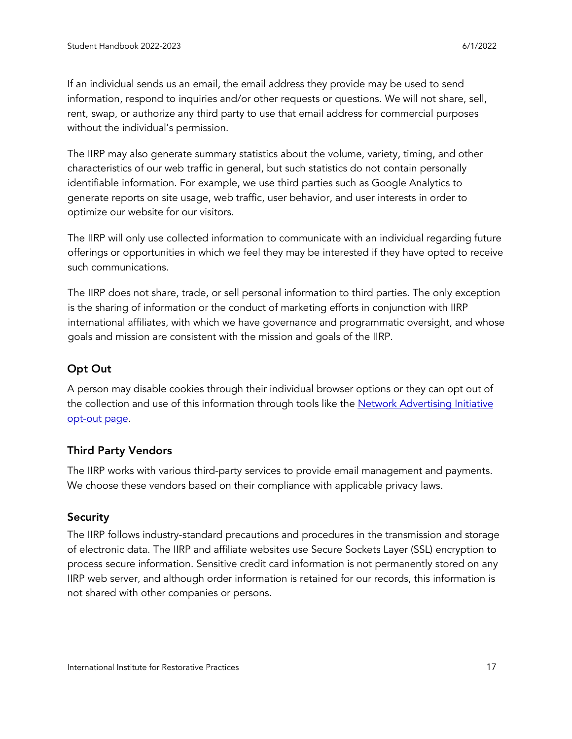If an individual sends us an email, the email address they provide may be used to send information, respond to inquiries and/or other requests or questions. We will not share, sell, rent, swap, or authorize any third party to use that email address for commercial purposes without the individual's permission.

The IIRP may also generate summary statistics about the volume, variety, timing, and other characteristics of our web traffic in general, but such statistics do not contain personally identifiable information. For example, we use third parties such as Google Analytics to generate reports on site usage, web traffic, user behavior, and user interests in order to optimize our website for our visitors.

The IIRP will only use collected information to communicate with an individual regarding future offerings or opportunities in which we feel they may be interested if they have opted to receive such communications.

The IIRP does not share, trade, or sell personal information to third parties. The only exception is the sharing of information or the conduct of marketing efforts in conjunction with IIRP international affiliates, with which we have governance and programmatic oversight, and whose goals and mission are consistent with the mission and goals of the IIRP.

### Opt Out

A person may disable cookies through their individual browser options or they can opt out of the collection and use of this information through tools like the [Network Advertising Initiative opt-out page](#).

### Third Party Vendors

The IIRP works with various third-party services to provide email management and payments. We choose these vendors based on their compliance with applicable privacy laws.

### Security

The IIRP follows industry-standard precautions and procedures in the transmission and storage of electronic data. The IIRP and affiliate websites use Secure Sockets Layer (SSL) encryption to process secure information. Sensitive credit card information is not permanently stored on any IIRP web server, and although order information is retained for our records, this information is not shared with other companies or persons.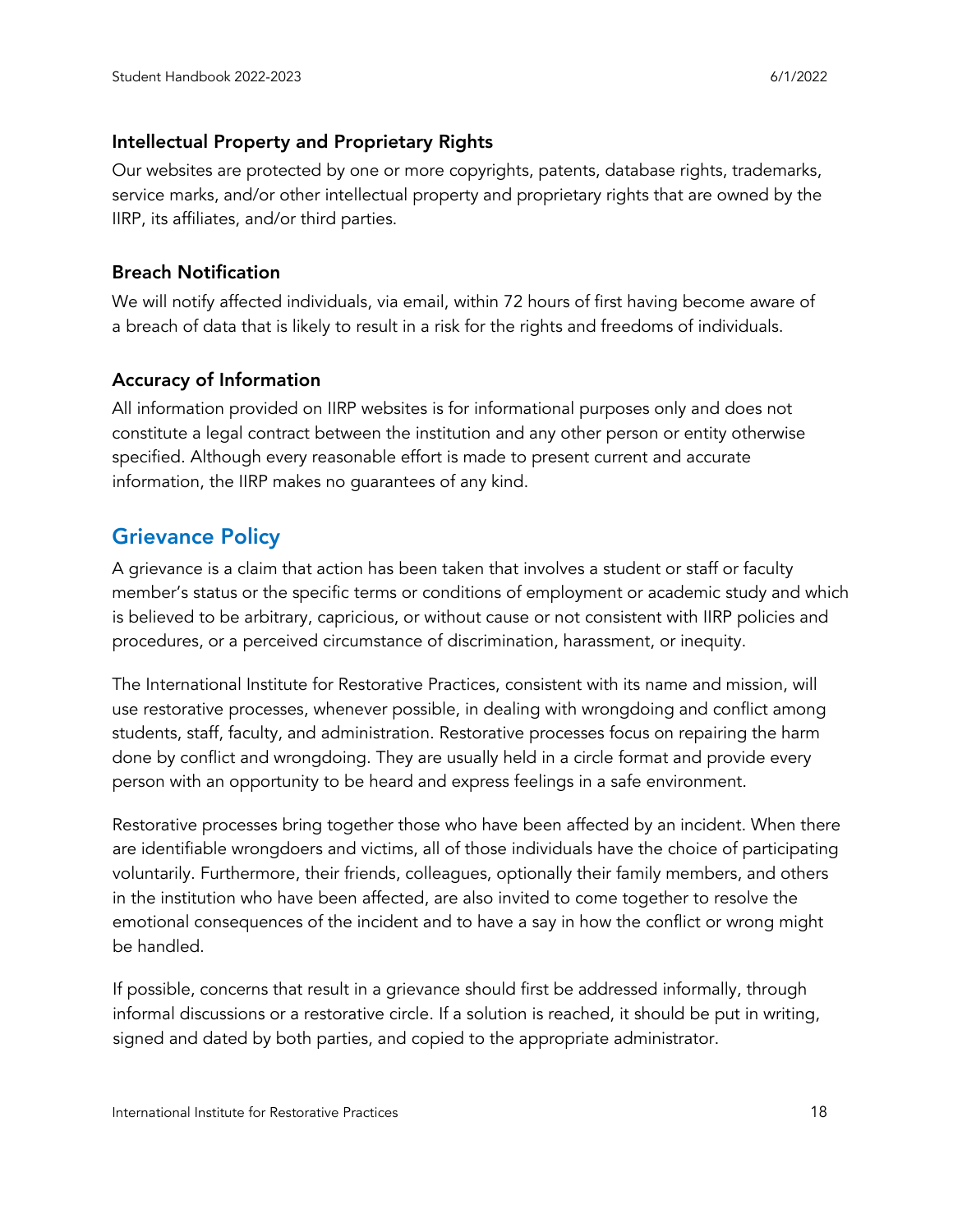### Intellectual Property and Proprietary Rights

Our websites are protected by one or more copyrights, patents, database rights, trademarks, service marks, and/or other intellectual property and proprietary rights that are owned by the IIRP, its affiliates, and/or third parties.

### Breach Notification

We will notify affected individuals, via email, within 72 hours of first having become aware of a breach of data that is likely to result in a risk for the rights and freedoms of individuals.

### Accuracy of Information

All information provided on IIRP websites is for informational purposes only and does not constitute a legal contract between the institution and any other person or entity otherwise specified. Although every reasonable effort is made to present current and accurate information, the IIRP makes no guarantees of any kind.

## Grievance Policy

A grievance is a claim that action has been taken that involves a student or staff or faculty member's status or the specific terms or conditions of employment or academic study and which is believed to be arbitrary, capricious, or without cause or not consistent with IIRP policies and procedures, or a perceived circumstance of discrimination, harassment, or inequity.

The International Institute for Restorative Practices, consistent with its name and mission, will use restorative processes, whenever possible, in dealing with wrongdoing and conflict among students, staff, faculty, and administration. Restorative processes focus on repairing the harm done by conflict and wrongdoing. They are usually held in a circle format and provide every person with an opportunity to be heard and express feelings in a safe environment.

Restorative processes bring together those who have been affected by an incident. When there are identifiable wrongdoers and victims, all of those individuals have the choice of participating voluntarily. Furthermore, their friends, colleagues, optionally their family members, and others in the institution who have been affected, are also invited to come together to resolve the emotional consequences of the incident and to have a say in how the conflict or wrong might be handled.

If possible, concerns that result in a grievance should first be addressed informally, through informal discussions or a restorative circle. If a solution is reached, it should be put in writing, signed and dated by both parties, and copied to the appropriate administrator.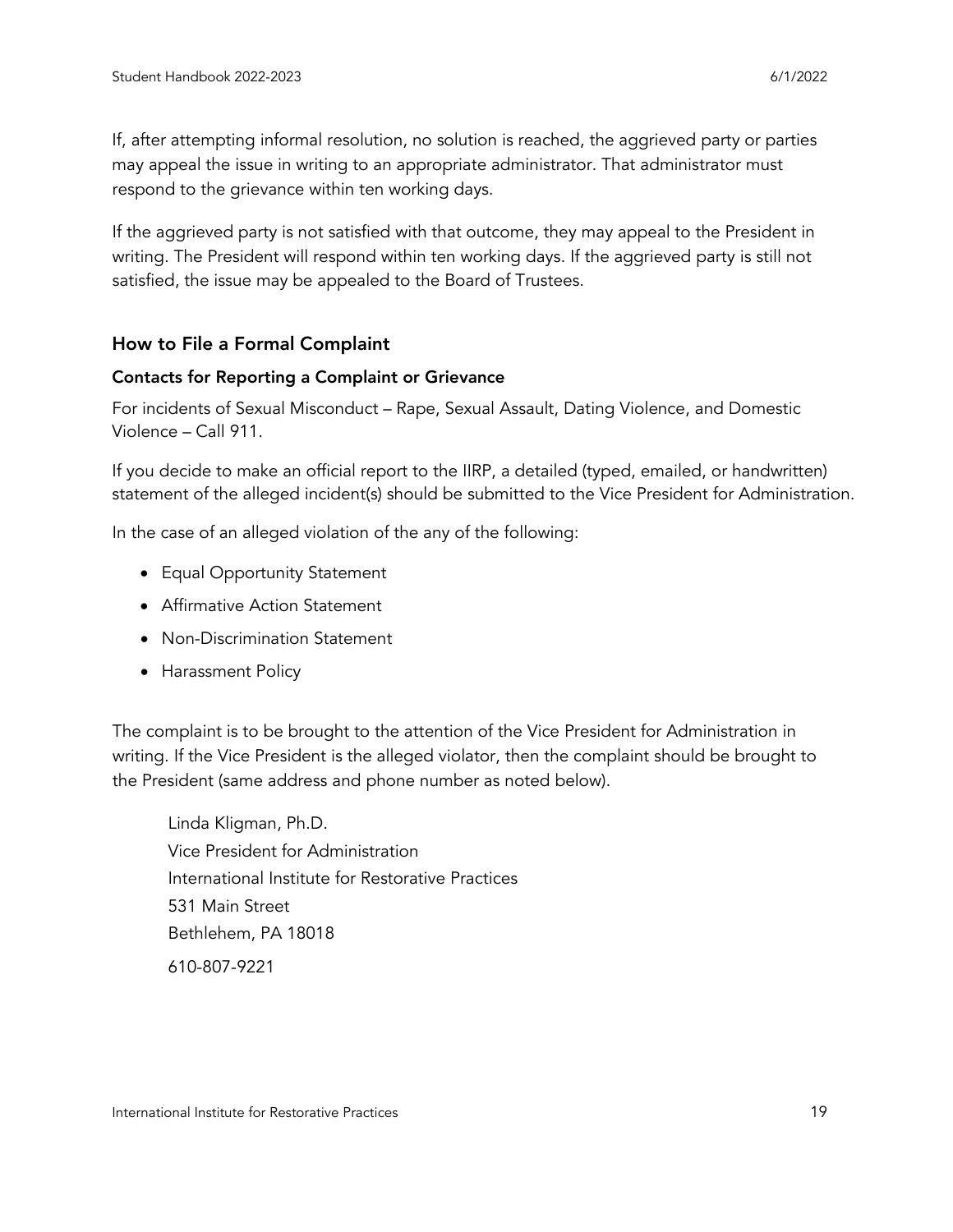If, after attempting informal resolution, no solution is reached, the aggrieved party or parties may appeal the issue in writing to an appropriate administrator. That administrator must respond to the grievance within ten working days.

If the aggrieved party is not satisfied with that outcome, they may appeal to the President in writing. The President will respond within ten working days. If the aggrieved party is still not satisfied, the issue may be appealed to the Board of Trustees.

## How to File a Formal Complaint

### Contacts for Reporting a Complaint or Grievance

For incidents of Sexual Misconduct – Rape, Sexual Assault, Dating Violence, and Domestic Violence – Call 911.

If you decide to make an official report to the IIRP, a detailed (typed, emailed, or handwritten) statement of the alleged incident(s) should be submitted to the Vice President for Administration.

In the case of an alleged violation of the any of the following:

- Equal Opportunity Statement
- Affirmative Action Statement
- Non-Discrimination Statement
- Harassment Policy

The complaint is to be brought to the attention of the Vice President for Administration in writing. If the Vice President is the alleged violator, then the complaint should be brought to the President (same address and phone number as noted below).

Linda Kligman, Ph.D.
Vice President for Administration
International Institute for Restorative Practices
531 Main Street
Bethlehem, PA 18018
610-807-9221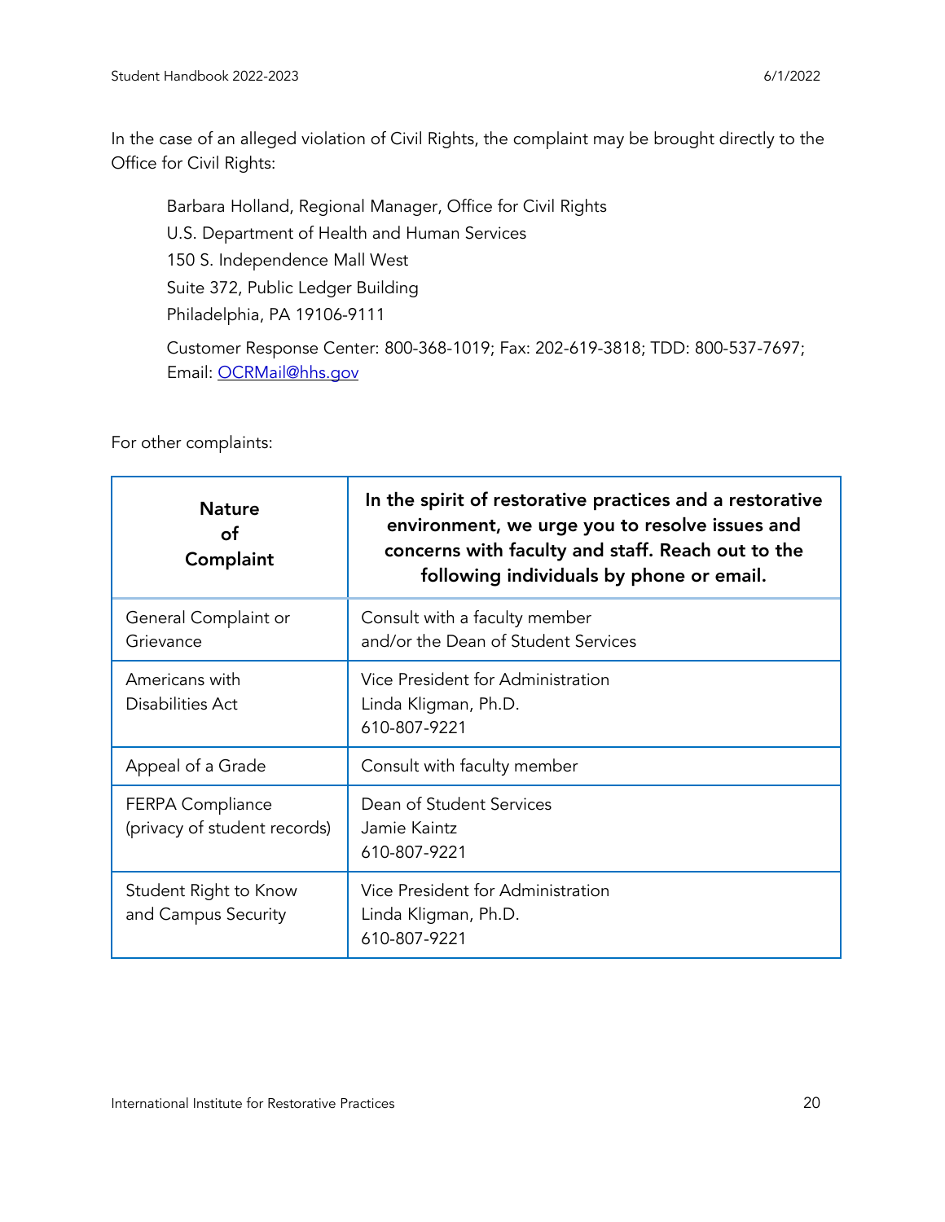In the case of an alleged violation of Civil Rights, the complaint may be brought directly to the Office for Civil Rights:

> Barbara Holland, Regional Manager, Office for Civil Rights
> U.S. Department of Health and Human Services
> 150 S. Independence Mall West
> Suite 372, Public Ledger Building
> Philadelphia, PA 19106-9111
>
> Customer Response Center: 800-368-1019; Fax: 202-619-3818; TDD: 800-537-7697; Email: [OCRMail@hhs.gov](mailto:OCRMail@hhs.gov)

For other complaints:

| **Nature of Complaint** | **In the spirit of restorative practices and a restorative environment, we urge you to resolve issues and concerns with faculty and staff. Reach out to the following individuals by phone or email.** |
|---|---|
| General Complaint or Grievance | Consult with a faculty member and/or the Dean of Student Services |
| Americans with Disabilities Act | Vice President for Administration<br>Linda Kligman, Ph.D.<br>610-807-9221 |
| Appeal of a Grade | Consult with faculty member |
| FERPA Compliance (privacy of student records) | Dean of Student Services<br>Jamie Kaintz<br>610-807-9221 |
| Student Right to Know and Campus Security | Vice President for Administration<br>Linda Kligman, Ph.D.<br>610-807-9221 |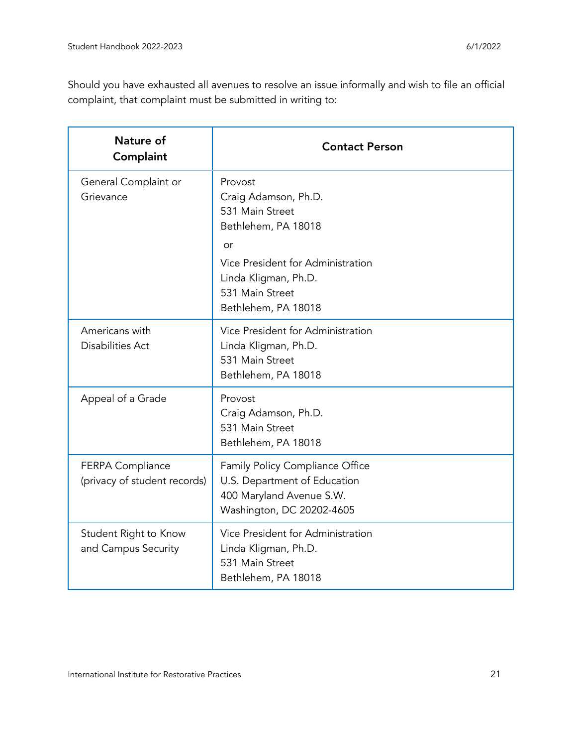Should you have exhausted all avenues to resolve an issue informally and wish to file an official complaint, that complaint must be submitted in writing to:

| Nature of Complaint | Contact Person |
|---|---|
| General Complaint or Grievance | Provost<br>Craig Adamson, Ph.D.<br>531 Main Street<br>Bethlehem, PA 18018<br>or<br>Vice President for Administration<br>Linda Kligman, Ph.D.<br>531 Main Street<br>Bethlehem, PA 18018 |
| Americans with Disabilities Act | Vice President for Administration<br>Linda Kligman, Ph.D.<br>531 Main Street<br>Bethlehem, PA 18018 |
| Appeal of a Grade | Provost<br>Craig Adamson, Ph.D.<br>531 Main Street<br>Bethlehem, PA 18018 |
| FERPA Compliance (privacy of student records) | Family Policy Compliance Office<br>U.S. Department of Education<br>400 Maryland Avenue S.W.<br>Washington, DC 20202-4605 |
| Student Right to Know and Campus Security | Vice President for Administration<br>Linda Kligman, Ph.D.<br>531 Main Street<br>Bethlehem, PA 18018 |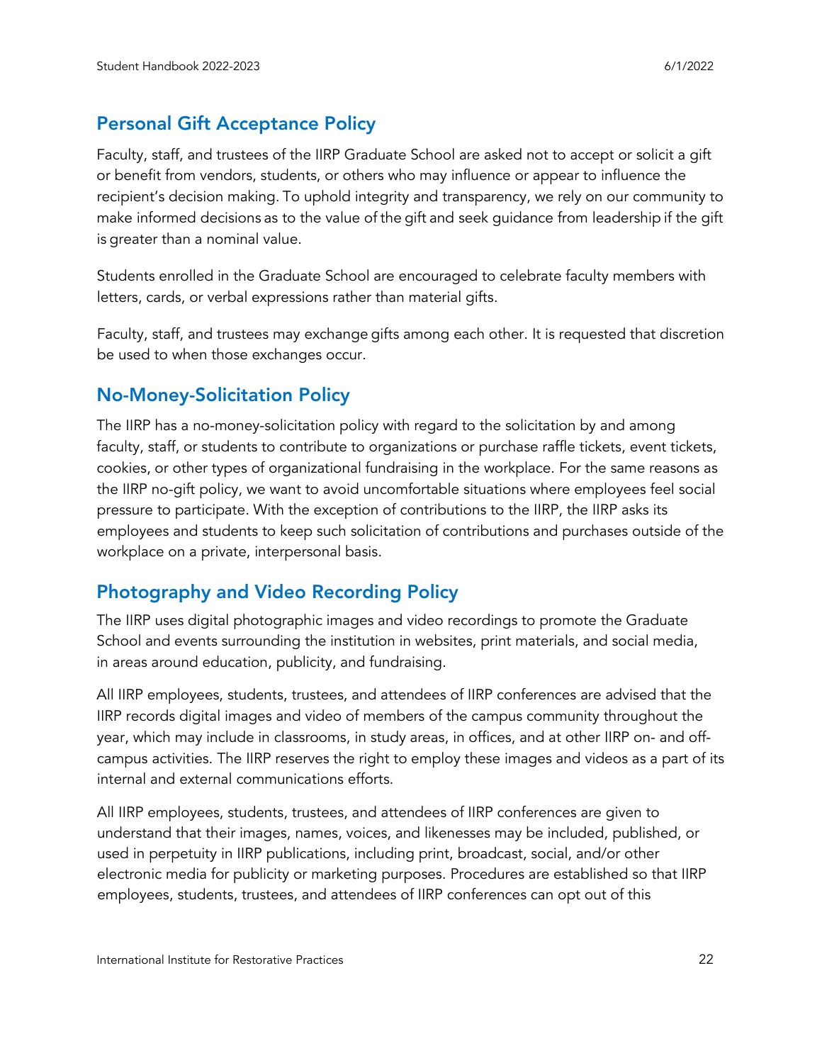## Personal Gift Acceptance Policy

Faculty, staff, and trustees of the IIRP Graduate School are asked not to accept or solicit a gift or benefit from vendors, students, or others who may influence or appear to influence the recipient's decision making. To uphold integrity and transparency, we rely on our community to make informed decisions as to the value of the gift and seek guidance from leadership if the gift is greater than a nominal value.

Students enrolled in the Graduate School are encouraged to celebrate faculty members with letters, cards, or verbal expressions rather than material gifts.

Faculty, staff, and trustees may exchange gifts among each other. It is requested that discretion be used to when those exchanges occur.

## No-Money-Solicitation Policy

The IIRP has a no-money-solicitation policy with regard to the solicitation by and among faculty, staff, or students to contribute to organizations or purchase raffle tickets, event tickets, cookies, or other types of organizational fundraising in the workplace. For the same reasons as the IIRP no-gift policy, we want to avoid uncomfortable situations where employees feel social pressure to participate. With the exception of contributions to the IIRP, the IIRP asks its employees and students to keep such solicitation of contributions and purchases outside of the workplace on a private, interpersonal basis.

## Photography and Video Recording Policy

The IIRP uses digital photographic images and video recordings to promote the Graduate School and events surrounding the institution in websites, print materials, and social media, in areas around education, publicity, and fundraising.

All IIRP employees, students, trustees, and attendees of IIRP conferences are advised that the IIRP records digital images and video of members of the campus community throughout the year, which may include in classrooms, in study areas, in offices, and at other IIRP on- and off-campus activities. The IIRP reserves the right to employ these images and videos as a part of its internal and external communications efforts.

All IIRP employees, students, trustees, and attendees of IIRP conferences are given to understand that their images, names, voices, and likenesses may be included, published, or used in perpetuity in IIRP publications, including print, broadcast, social, and/or other electronic media for publicity or marketing purposes. Procedures are established so that IIRP employees, students, trustees, and attendees of IIRP conferences can opt out of this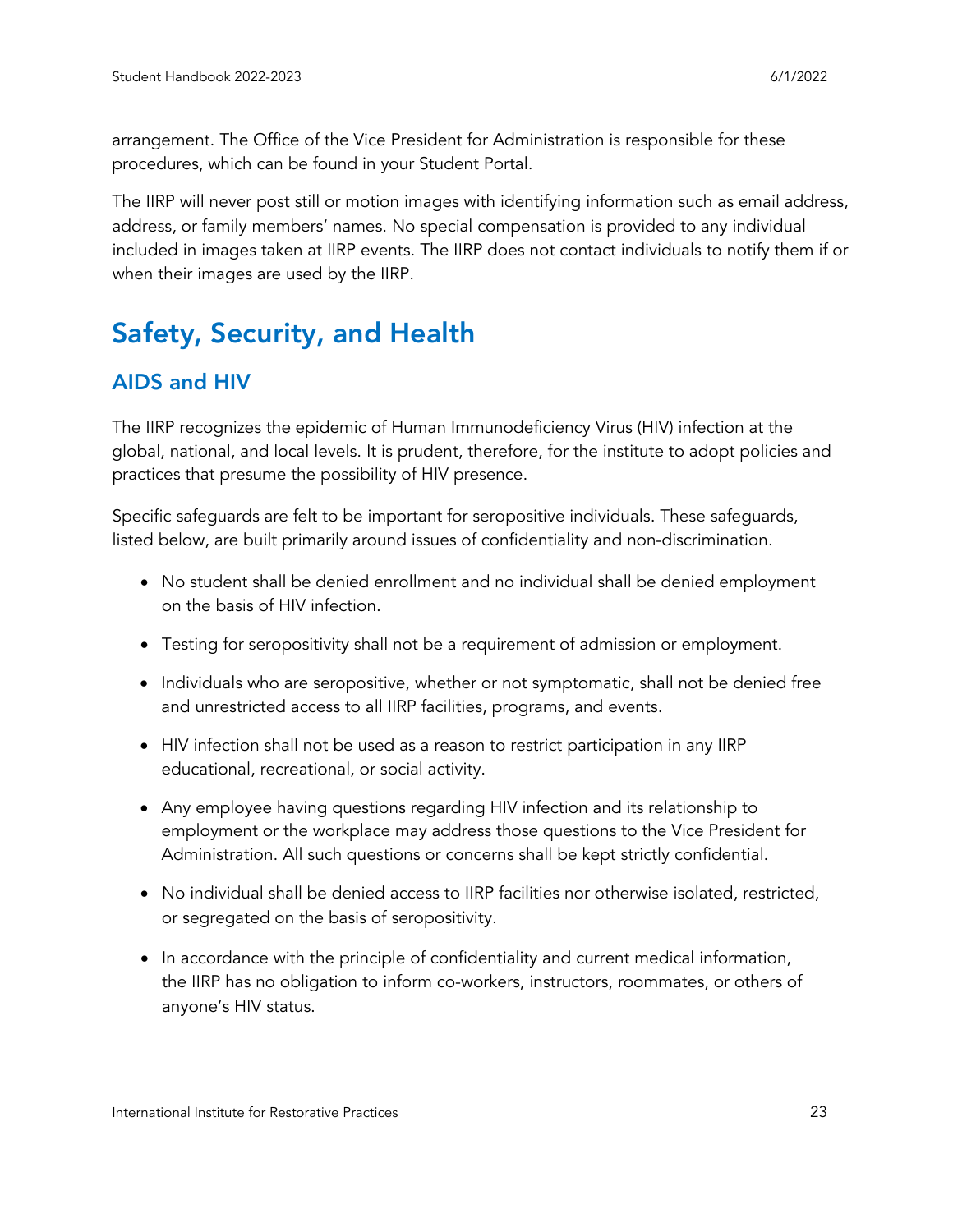arrangement. The Office of the Vice President for Administration is responsible for these procedures, which can be found in your Student Portal.

The IIRP will never post still or motion images with identifying information such as email address, address, or family members' names. No special compensation is provided to any individual included in images taken at IIRP events. The IIRP does not contact individuals to notify them if or when their images are used by the IIRP.

# Safety, Security, and Health

## AIDS and HIV

The IIRP recognizes the epidemic of Human Immunodeficiency Virus (HIV) infection at the global, national, and local levels. It is prudent, therefore, for the institute to adopt policies and practices that presume the possibility of HIV presence.

Specific safeguards are felt to be important for seropositive individuals. These safeguards, listed below, are built primarily around issues of confidentiality and non-discrimination.

- No student shall be denied enrollment and no individual shall be denied employment on the basis of HIV infection.
- Testing for seropositivity shall not be a requirement of admission or employment.
- Individuals who are seropositive, whether or not symptomatic, shall not be denied free and unrestricted access to all IIRP facilities, programs, and events.
- HIV infection shall not be used as a reason to restrict participation in any IIRP educational, recreational, or social activity.
- Any employee having questions regarding HIV infection and its relationship to employment or the workplace may address those questions to the Vice President for Administration. All such questions or concerns shall be kept strictly confidential.
- No individual shall be denied access to IIRP facilities nor otherwise isolated, restricted, or segregated on the basis of seropositivity.
- In accordance with the principle of confidentiality and current medical information, the IIRP has no obligation to inform co-workers, instructors, roommates, or others of anyone's HIV status.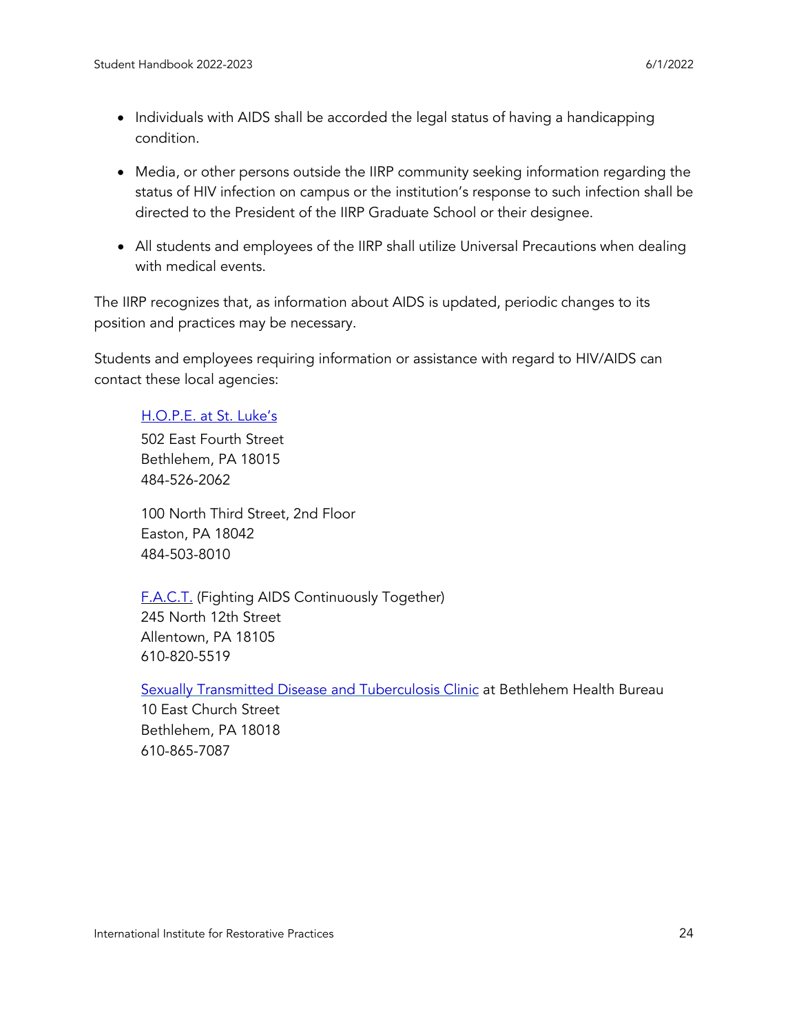- Individuals with AIDS shall be accorded the legal status of having a handicapping condition.

- Media, or other persons outside the IIRP community seeking information regarding the status of HIV infection on campus or the institution's response to such infection shall be directed to the President of the IIRP Graduate School or their designee.

- All students and employees of the IIRP shall utilize Universal Precautions when dealing with medical events.

The IIRP recognizes that, as information about AIDS is updated, periodic changes to its position and practices may be necessary.

Students and employees requiring information or assistance with regard to HIV/AIDS can contact these local agencies:

> H.O.P.E. at St. Luke's
> 502 East Fourth Street
> Bethlehem, PA 18015
> 484-526-2062
>
> 100 North Third Street, 2nd Floor
> Easton, PA 18042
> 484-503-8010
>
> F.A.C.T. (Fighting AIDS Continuously Together)
> 245 North 12th Street
> Allentown, PA 18105
> 610-820-5519
>
> Sexually Transmitted Disease and Tuberculosis Clinic at Bethlehem Health Bureau
> 10 East Church Street
> Bethlehem, PA 18018
> 610-865-7087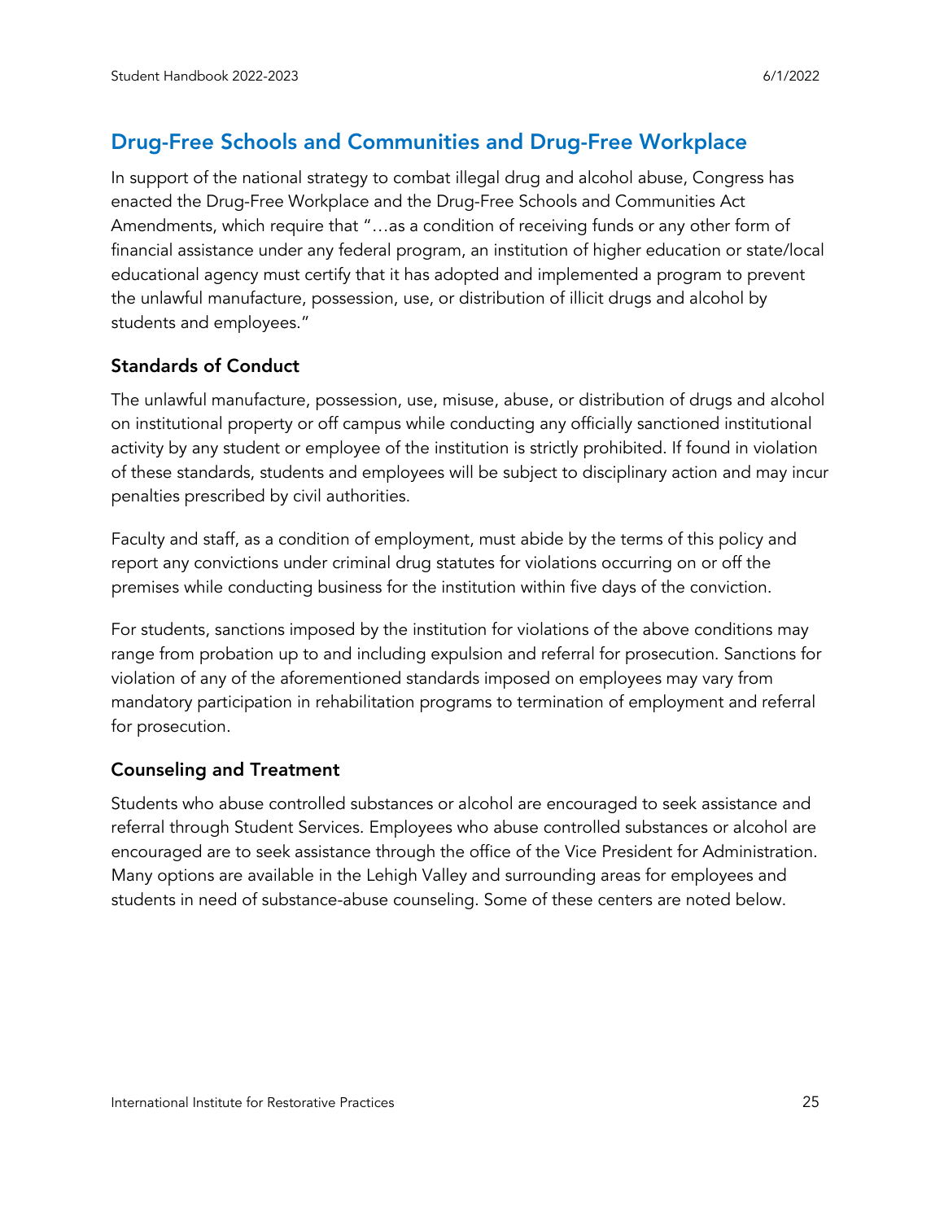## Drug-Free Schools and Communities and Drug-Free Workplace

In support of the national strategy to combat illegal drug and alcohol abuse, Congress has enacted the Drug-Free Workplace and the Drug-Free Schools and Communities Act Amendments, which require that "…as a condition of receiving funds or any other form of financial assistance under any federal program, an institution of higher education or state/local educational agency must certify that it has adopted and implemented a program to prevent the unlawful manufacture, possession, use, or distribution of illicit drugs and alcohol by students and employees."

### Standards of Conduct

The unlawful manufacture, possession, use, misuse, abuse, or distribution of drugs and alcohol on institutional property or off campus while conducting any officially sanctioned institutional activity by any student or employee of the institution is strictly prohibited. If found in violation of these standards, students and employees will be subject to disciplinary action and may incur penalties prescribed by civil authorities.

Faculty and staff, as a condition of employment, must abide by the terms of this policy and report any convictions under criminal drug statutes for violations occurring on or off the premises while conducting business for the institution within five days of the conviction.

For students, sanctions imposed by the institution for violations of the above conditions may range from probation up to and including expulsion and referral for prosecution. Sanctions for violation of any of the aforementioned standards imposed on employees may vary from mandatory participation in rehabilitation programs to termination of employment and referral for prosecution.

### Counseling and Treatment

Students who abuse controlled substances or alcohol are encouraged to seek assistance and referral through Student Services. Employees who abuse controlled substances or alcohol are encouraged are to seek assistance through the office of the Vice President for Administration. Many options are available in the Lehigh Valley and surrounding areas for employees and students in need of substance-abuse counseling. Some of these centers are noted below.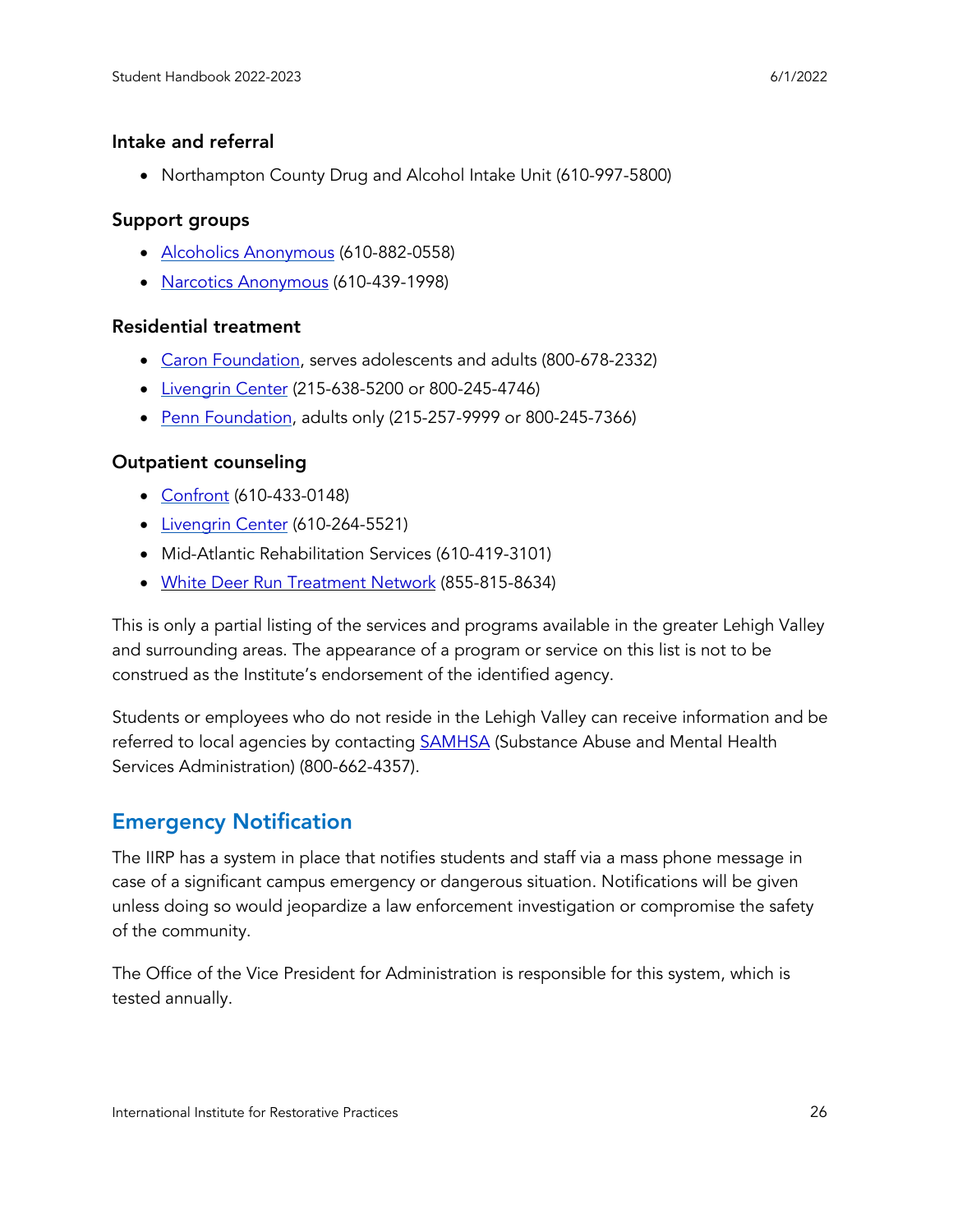### Intake and referral

- Northampton County Drug and Alcohol Intake Unit (610-997-5800)

### Support groups

- Alcoholics Anonymous (610-882-0558)
- Narcotics Anonymous (610-439-1998)

### Residential treatment

- Caron Foundation, serves adolescents and adults (800-678-2332)
- Livengrin Center (215-638-5200 or 800-245-4746)
- Penn Foundation, adults only (215-257-9999 or 800-245-7366)

### Outpatient counseling

- Confront (610-433-0148)
- Livengrin Center (610-264-5521)
- Mid-Atlantic Rehabilitation Services (610-419-3101)
- White Deer Run Treatment Network (855-815-8634)

This is only a partial listing of the services and programs available in the greater Lehigh Valley and surrounding areas. The appearance of a program or service on this list is not to be construed as the Institute's endorsement of the identified agency.

Students or employees who do not reside in the Lehigh Valley can receive information and be referred to local agencies by contacting SAMHSA (Substance Abuse and Mental Health Services Administration) (800-662-4357).

## Emergency Notification

The IIRP has a system in place that notifies students and staff via a mass phone message in case of a significant campus emergency or dangerous situation. Notifications will be given unless doing so would jeopardize a law enforcement investigation or compromise the safety of the community.

The Office of the Vice President for Administration is responsible for this system, which is tested annually.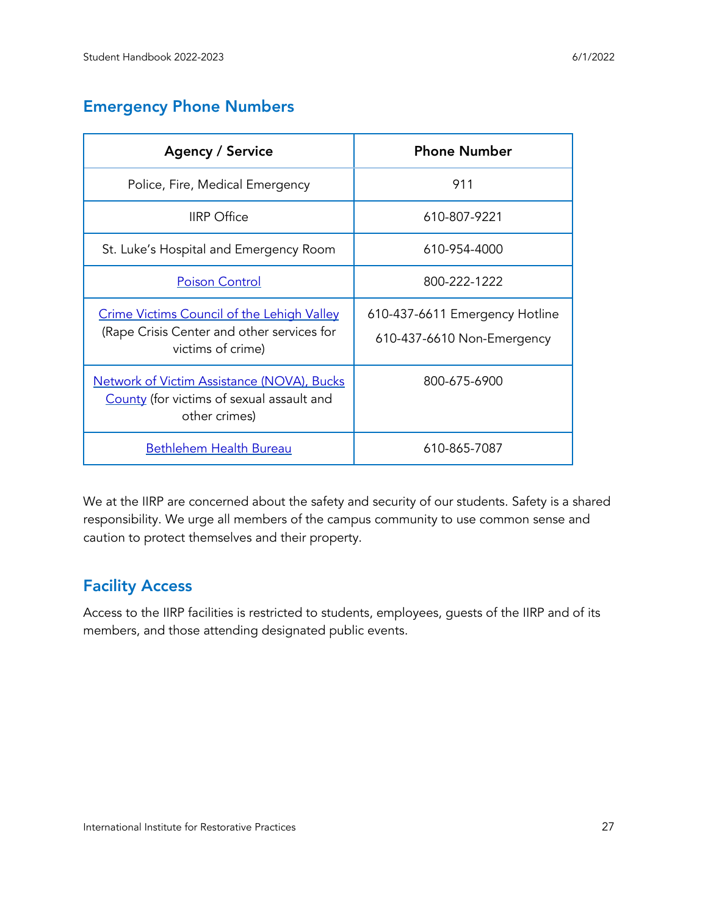## Emergency Phone Numbers

| Agency / Service | Phone Number |
|---|---|
| Police, Fire, Medical Emergency | 911 |
| IIRP Office | 610-807-9221 |
| St. Luke's Hospital and Emergency Room | 610-954-4000 |
| Poison Control | 800-222-1222 |
| Crime Victims Council of the Lehigh Valley (Rape Crisis Center and other services for victims of crime) | 610-437-6611 Emergency Hotline<br>610-437-6610 Non-Emergency |
| Network of Victim Assistance (NOVA), Bucks County (for victims of sexual assault and other crimes) | 800-675-6900 |
| Bethlehem Health Bureau | 610-865-7087 |

We at the IIRP are concerned about the safety and security of our students. Safety is a shared responsibility. We urge all members of the campus community to use common sense and caution to protect themselves and their property.

## Facility Access

Access to the IIRP facilities is restricted to students, employees, guests of the IIRP and of its members, and those attending designated public events.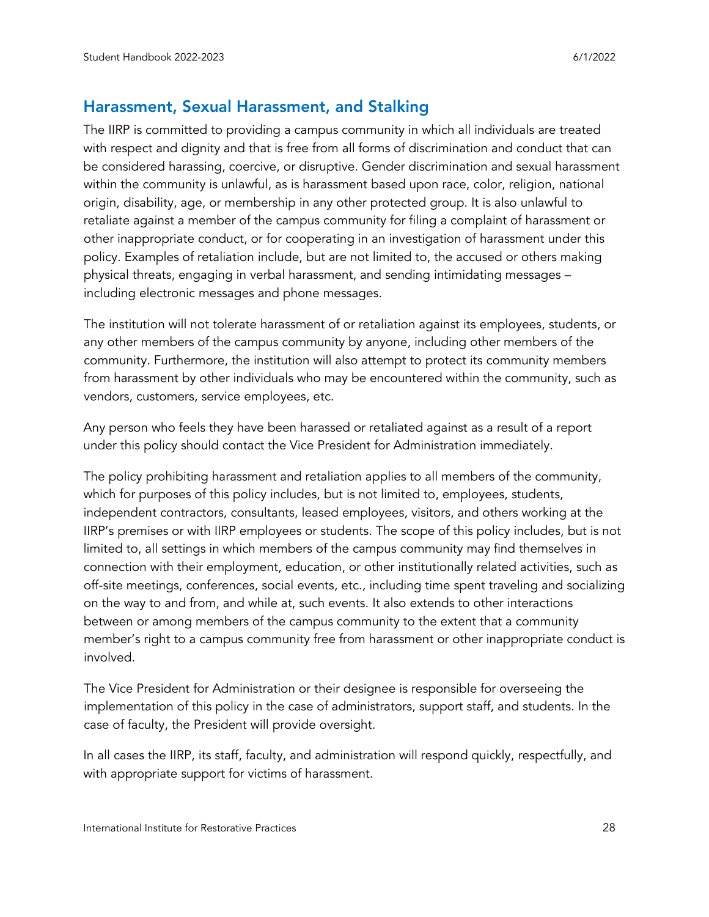## Harassment, Sexual Harassment, and Stalking

The IIRP is committed to providing a campus community in which all individuals are treated with respect and dignity and that is free from all forms of discrimination and conduct that can be considered harassing, coercive, or disruptive. Gender discrimination and sexual harassment within the community is unlawful, as is harassment based upon race, color, religion, national origin, disability, age, or membership in any other protected group. It is also unlawful to retaliate against a member of the campus community for filing a complaint of harassment or other inappropriate conduct, or for cooperating in an investigation of harassment under this policy. Examples of retaliation include, but are not limited to, the accused or others making physical threats, engaging in verbal harassment, and sending intimidating messages – including electronic messages and phone messages.

The institution will not tolerate harassment of or retaliation against its employees, students, or any other members of the campus community by anyone, including other members of the community. Furthermore, the institution will also attempt to protect its community members from harassment by other individuals who may be encountered within the community, such as vendors, customers, service employees, etc.

Any person who feels they have been harassed or retaliated against as a result of a report under this policy should contact the Vice President for Administration immediately.

The policy prohibiting harassment and retaliation applies to all members of the community, which for purposes of this policy includes, but is not limited to, employees, students, independent contractors, consultants, leased employees, visitors, and others working at the IIRP's premises or with IIRP employees or students. The scope of this policy includes, but is not limited to, all settings in which members of the campus community may find themselves in connection with their employment, education, or other institutionally related activities, such as off-site meetings, conferences, social events, etc., including time spent traveling and socializing on the way to and from, and while at, such events. It also extends to other interactions between or among members of the campus community to the extent that a community member's right to a campus community free from harassment or other inappropriate conduct is involved.

The Vice President for Administration or their designee is responsible for overseeing the implementation of this policy in the case of administrators, support staff, and students. In the case of faculty, the President will provide oversight.

In all cases the IIRP, its staff, faculty, and administration will respond quickly, respectfully, and with appropriate support for victims of harassment.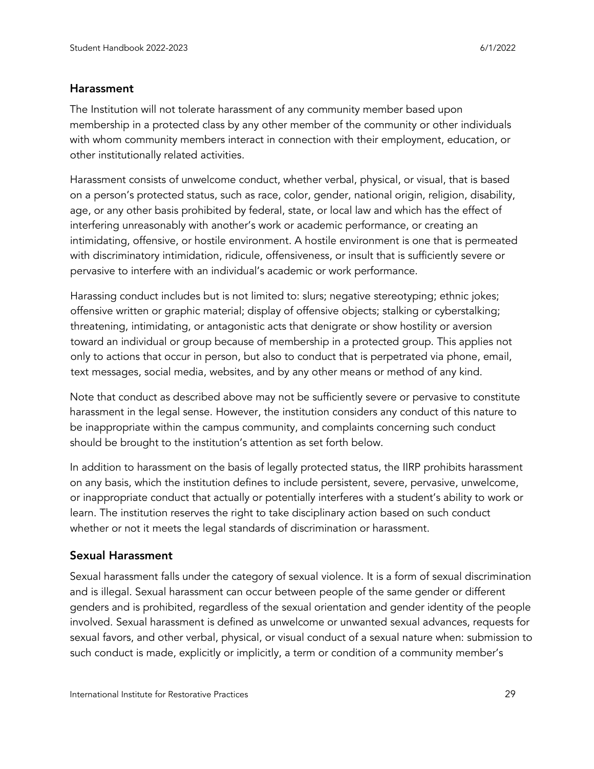## Harassment

The Institution will not tolerate harassment of any community member based upon membership in a protected class by any other member of the community or other individuals with whom community members interact in connection with their employment, education, or other institutionally related activities.

Harassment consists of unwelcome conduct, whether verbal, physical, or visual, that is based on a person's protected status, such as race, color, gender, national origin, religion, disability, age, or any other basis prohibited by federal, state, or local law and which has the effect of interfering unreasonably with another's work or academic performance, or creating an intimidating, offensive, or hostile environment. A hostile environment is one that is permeated with discriminatory intimidation, ridicule, offensiveness, or insult that is sufficiently severe or pervasive to interfere with an individual's academic or work performance.

Harassing conduct includes but is not limited to: slurs; negative stereotyping; ethnic jokes; offensive written or graphic material; display of offensive objects; stalking or cyberstalking; threatening, intimidating, or antagonistic acts that denigrate or show hostility or aversion toward an individual or group because of membership in a protected group. This applies not only to actions that occur in person, but also to conduct that is perpetrated via phone, email, text messages, social media, websites, and by any other means or method of any kind.

Note that conduct as described above may not be sufficiently severe or pervasive to constitute harassment in the legal sense. However, the institution considers any conduct of this nature to be inappropriate within the campus community, and complaints concerning such conduct should be brought to the institution's attention as set forth below.

In addition to harassment on the basis of legally protected status, the IIRP prohibits harassment on any basis, which the institution defines to include persistent, severe, pervasive, unwelcome, or inappropriate conduct that actually or potentially interferes with a student's ability to work or learn. The institution reserves the right to take disciplinary action based on such conduct whether or not it meets the legal standards of discrimination or harassment.

## Sexual Harassment

Sexual harassment falls under the category of sexual violence. It is a form of sexual discrimination and is illegal. Sexual harassment can occur between people of the same gender or different genders and is prohibited, regardless of the sexual orientation and gender identity of the people involved. Sexual harassment is defined as unwelcome or unwanted sexual advances, requests for sexual favors, and other verbal, physical, or visual conduct of a sexual nature when: submission to such conduct is made, explicitly or implicitly, a term or condition of a community member's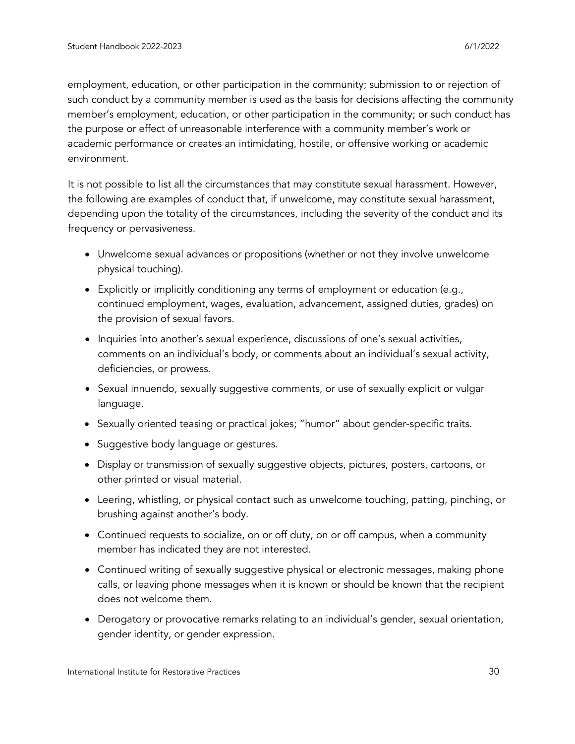employment, education, or other participation in the community; submission to or rejection of such conduct by a community member is used as the basis for decisions affecting the community member's employment, education, or other participation in the community; or such conduct has the purpose or effect of unreasonable interference with a community member's work or academic performance or creates an intimidating, hostile, or offensive working or academic environment.

It is not possible to list all the circumstances that may constitute sexual harassment. However, the following are examples of conduct that, if unwelcome, may constitute sexual harassment, depending upon the totality of the circumstances, including the severity of the conduct and its frequency or pervasiveness.

- Unwelcome sexual advances or propositions (whether or not they involve unwelcome physical touching).
- Explicitly or implicitly conditioning any terms of employment or education (e.g., continued employment, wages, evaluation, advancement, assigned duties, grades) on the provision of sexual favors.
- Inquiries into another's sexual experience, discussions of one's sexual activities, comments on an individual's body, or comments about an individual's sexual activity, deficiencies, or prowess.
- Sexual innuendo, sexually suggestive comments, or use of sexually explicit or vulgar language.
- Sexually oriented teasing or practical jokes; "humor" about gender-specific traits.
- Suggestive body language or gestures.
- Display or transmission of sexually suggestive objects, pictures, posters, cartoons, or other printed or visual material.
- Leering, whistling, or physical contact such as unwelcome touching, patting, pinching, or brushing against another's body.
- Continued requests to socialize, on or off duty, on or off campus, when a community member has indicated they are not interested.
- Continued writing of sexually suggestive physical or electronic messages, making phone calls, or leaving phone messages when it is known or should be known that the recipient does not welcome them.
- Derogatory or provocative remarks relating to an individual's gender, sexual orientation, gender identity, or gender expression.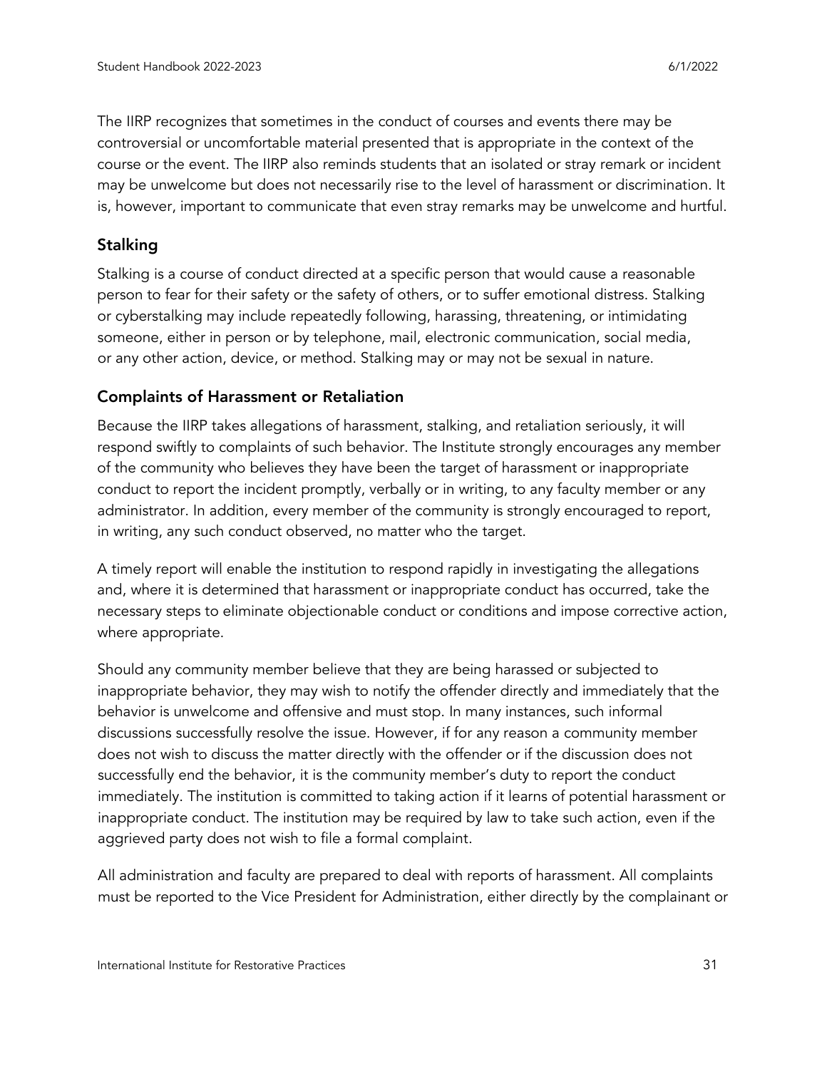The IIRP recognizes that sometimes in the conduct of courses and events there may be controversial or uncomfortable material presented that is appropriate in the context of the course or the event. The IIRP also reminds students that an isolated or stray remark or incident may be unwelcome but does not necessarily rise to the level of harassment or discrimination. It is, however, important to communicate that even stray remarks may be unwelcome and hurtful.

## Stalking

Stalking is a course of conduct directed at a specific person that would cause a reasonable person to fear for their safety or the safety of others, or to suffer emotional distress. Stalking or cyberstalking may include repeatedly following, harassing, threatening, or intimidating someone, either in person or by telephone, mail, electronic communication, social media, or any other action, device, or method. Stalking may or may not be sexual in nature.

## Complaints of Harassment or Retaliation

Because the IIRP takes allegations of harassment, stalking, and retaliation seriously, it will respond swiftly to complaints of such behavior. The Institute strongly encourages any member of the community who believes they have been the target of harassment or inappropriate conduct to report the incident promptly, verbally or in writing, to any faculty member or any administrator. In addition, every member of the community is strongly encouraged to report, in writing, any such conduct observed, no matter who the target.

A timely report will enable the institution to respond rapidly in investigating the allegations and, where it is determined that harassment or inappropriate conduct has occurred, take the necessary steps to eliminate objectionable conduct or conditions and impose corrective action, where appropriate.

Should any community member believe that they are being harassed or subjected to inappropriate behavior, they may wish to notify the offender directly and immediately that the behavior is unwelcome and offensive and must stop. In many instances, such informal discussions successfully resolve the issue. However, if for any reason a community member does not wish to discuss the matter directly with the offender or if the discussion does not successfully end the behavior, it is the community member's duty to report the conduct immediately. The institution is committed to taking action if it learns of potential harassment or inappropriate conduct. The institution may be required by law to take such action, even if the aggrieved party does not wish to file a formal complaint.

All administration and faculty are prepared to deal with reports of harassment. All complaints must be reported to the Vice President for Administration, either directly by the complainant or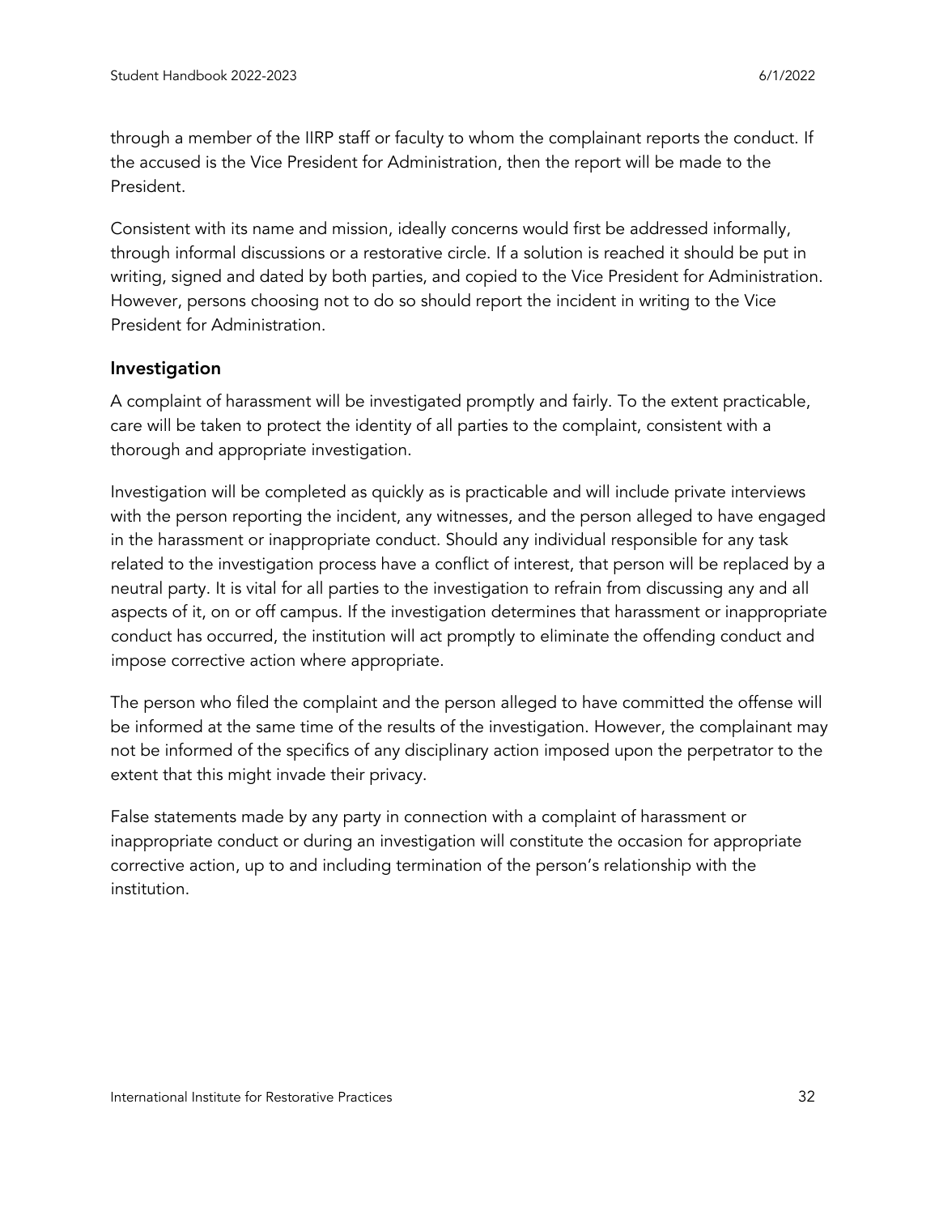through a member of the IIRP staff or faculty to whom the complainant reports the conduct. If the accused is the Vice President for Administration, then the report will be made to the President.

Consistent with its name and mission, ideally concerns would first be addressed informally, through informal discussions or a restorative circle. If a solution is reached it should be put in writing, signed and dated by both parties, and copied to the Vice President for Administration. However, persons choosing not to do so should report the incident in writing to the Vice President for Administration.

### Investigation

A complaint of harassment will be investigated promptly and fairly. To the extent practicable, care will be taken to protect the identity of all parties to the complaint, consistent with a thorough and appropriate investigation.

Investigation will be completed as quickly as is practicable and will include private interviews with the person reporting the incident, any witnesses, and the person alleged to have engaged in the harassment or inappropriate conduct. Should any individual responsible for any task related to the investigation process have a conflict of interest, that person will be replaced by a neutral party. It is vital for all parties to the investigation to refrain from discussing any and all aspects of it, on or off campus. If the investigation determines that harassment or inappropriate conduct has occurred, the institution will act promptly to eliminate the offending conduct and impose corrective action where appropriate.

The person who filed the complaint and the person alleged to have committed the offense will be informed at the same time of the results of the investigation. However, the complainant may not be informed of the specifics of any disciplinary action imposed upon the perpetrator to the extent that this might invade their privacy.

False statements made by any party in connection with a complaint of harassment or inappropriate conduct or during an investigation will constitute the occasion for appropriate corrective action, up to and including termination of the person's relationship with the institution.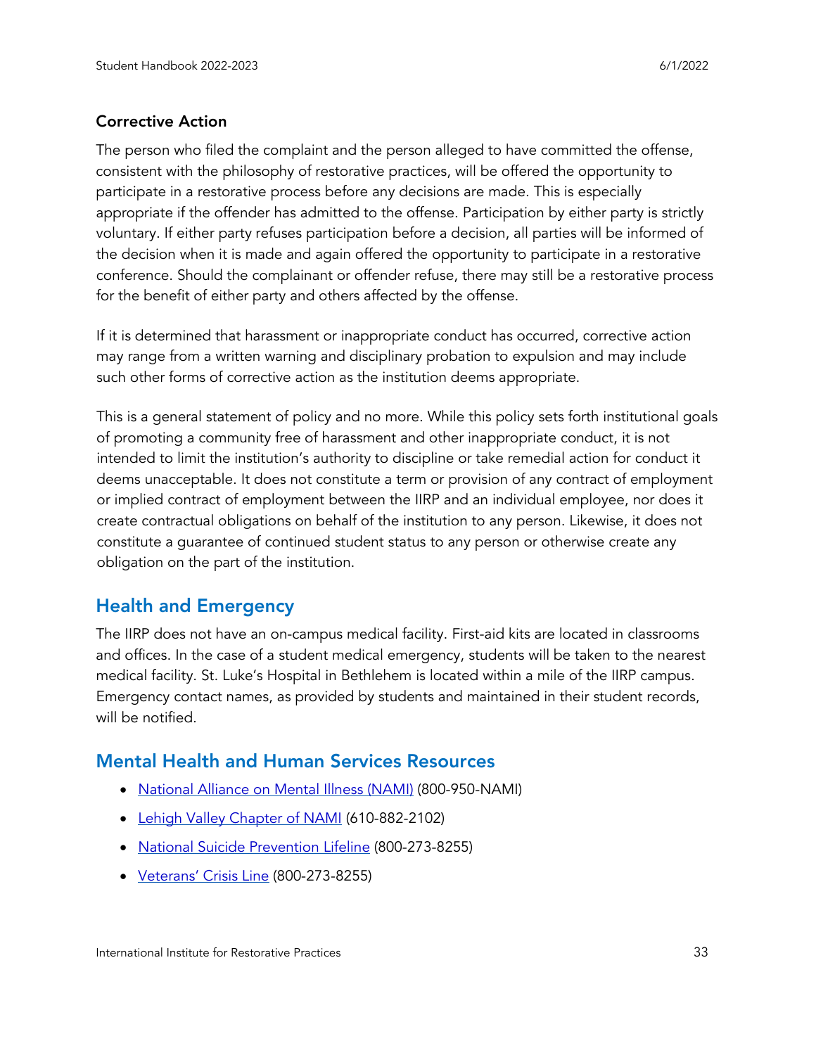### Corrective Action

The person who filed the complaint and the person alleged to have committed the offense, consistent with the philosophy of restorative practices, will be offered the opportunity to participate in a restorative process before any decisions are made. This is especially appropriate if the offender has admitted to the offense. Participation by either party is strictly voluntary. If either party refuses participation before a decision, all parties will be informed of the decision when it is made and again offered the opportunity to participate in a restorative conference. Should the complainant or offender refuse, there may still be a restorative process for the benefit of either party and others affected by the offense.

If it is determined that harassment or inappropriate conduct has occurred, corrective action may range from a written warning and disciplinary probation to expulsion and may include such other forms of corrective action as the institution deems appropriate.

This is a general statement of policy and no more. While this policy sets forth institutional goals of promoting a community free of harassment and other inappropriate conduct, it is not intended to limit the institution's authority to discipline or take remedial action for conduct it deems unacceptable. It does not constitute a term or provision of any contract of employment or implied contract of employment between the IIRP and an individual employee, nor does it create contractual obligations on behalf of the institution to any person. Likewise, it does not constitute a guarantee of continued student status to any person or otherwise create any obligation on the part of the institution.

## Health and Emergency

The IIRP does not have an on-campus medical facility. First-aid kits are located in classrooms and offices. In the case of a student medical emergency, students will be taken to the nearest medical facility. St. Luke's Hospital in Bethlehem is located within a mile of the IIRP campus. Emergency contact names, as provided by students and maintained in their student records, will be notified.

## Mental Health and Human Services Resources

- National Alliance on Mental Illness (NAMI) (800-950-NAMI)
- Lehigh Valley Chapter of NAMI (610-882-2102)
- National Suicide Prevention Lifeline (800-273-8255)
- Veterans' Crisis Line (800-273-8255)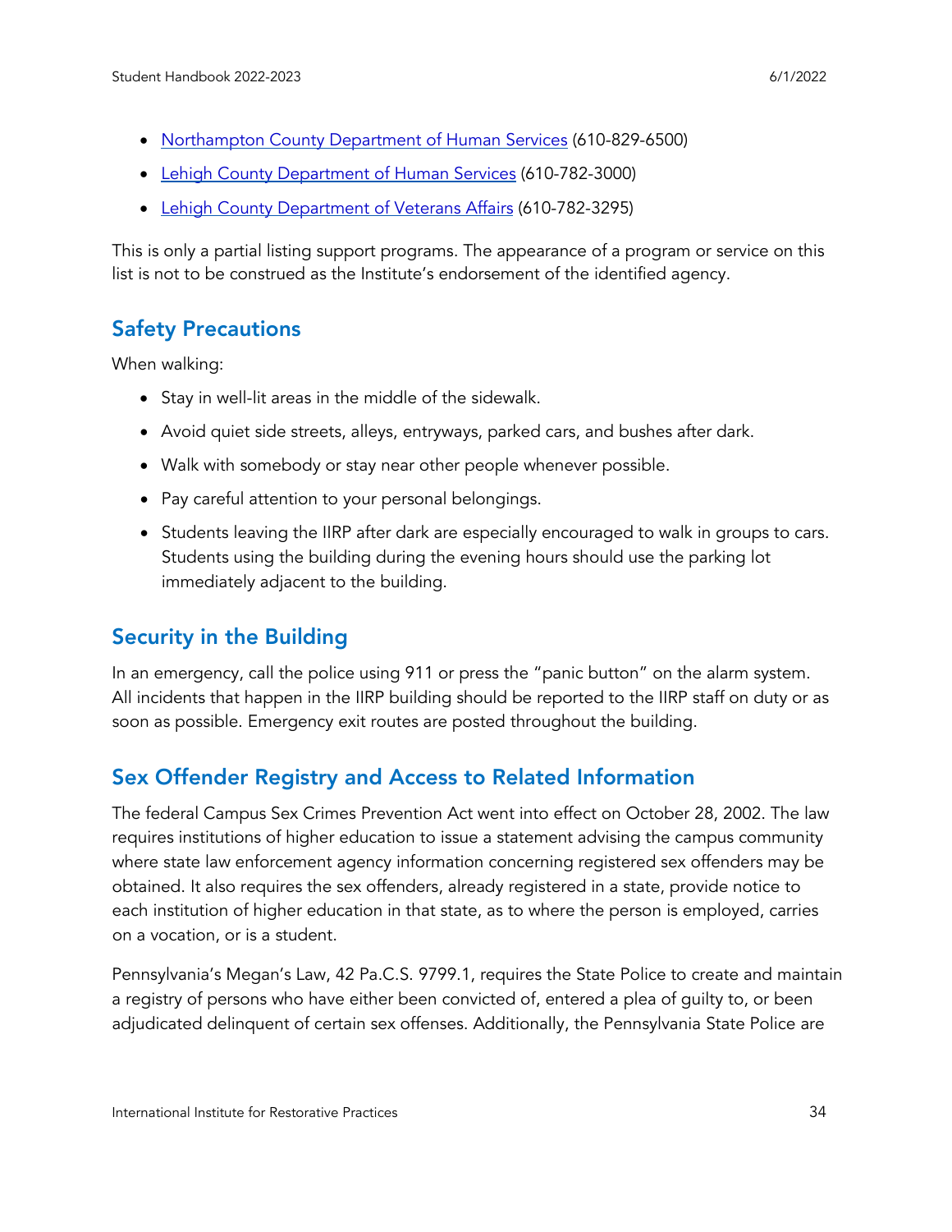- Northampton County Department of Human Services (610-829-6500)
- Lehigh County Department of Human Services (610-782-3000)
- Lehigh County Department of Veterans Affairs (610-782-3295)

This is only a partial listing support programs. The appearance of a program or service on this list is not to be construed as the Institute's endorsement of the identified agency.

## Safety Precautions

When walking:

- Stay in well-lit areas in the middle of the sidewalk.
- Avoid quiet side streets, alleys, entryways, parked cars, and bushes after dark.
- Walk with somebody or stay near other people whenever possible.
- Pay careful attention to your personal belongings.
- Students leaving the IIRP after dark are especially encouraged to walk in groups to cars. Students using the building during the evening hours should use the parking lot immediately adjacent to the building.

## Security in the Building

In an emergency, call the police using 911 or press the "panic button" on the alarm system. All incidents that happen in the IIRP building should be reported to the IIRP staff on duty or as soon as possible. Emergency exit routes are posted throughout the building.

## Sex Offender Registry and Access to Related Information

The federal Campus Sex Crimes Prevention Act went into effect on October 28, 2002. The law requires institutions of higher education to issue a statement advising the campus community where state law enforcement agency information concerning registered sex offenders may be obtained. It also requires the sex offenders, already registered in a state, provide notice to each institution of higher education in that state, as to where the person is employed, carries on a vocation, or is a student.

Pennsylvania's Megan's Law, 42 Pa.C.S. 9799.1, requires the State Police to create and maintain a registry of persons who have either been convicted of, entered a plea of guilty to, or been adjudicated delinquent of certain sex offenses. Additionally, the Pennsylvania State Police are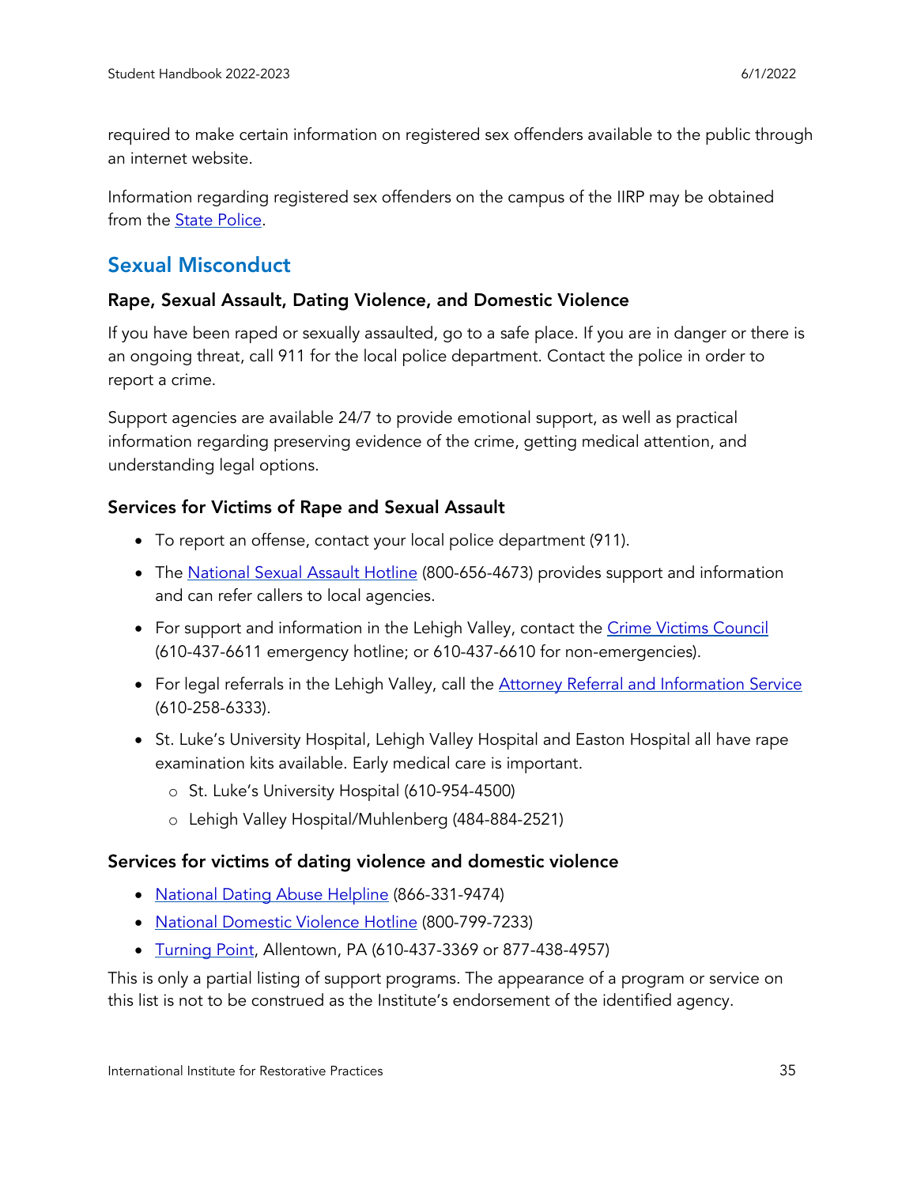required to make certain information on registered sex offenders available to the public through an internet website.

Information regarding registered sex offenders on the campus of the IIRP may be obtained from the State Police.

## Sexual Misconduct

### Rape, Sexual Assault, Dating Violence, and Domestic Violence

If you have been raped or sexually assaulted, go to a safe place. If you are in danger or there is an ongoing threat, call 911 for the local police department. Contact the police in order to report a crime.

Support agencies are available 24/7 to provide emotional support, as well as practical information regarding preserving evidence of the crime, getting medical attention, and understanding legal options.

### Services for Victims of Rape and Sexual Assault

- To report an offense, contact your local police department (911).
- The National Sexual Assault Hotline (800-656-4673) provides support and information and can refer callers to local agencies.
- For support and information in the Lehigh Valley, contact the Crime Victims Council (610-437-6611 emergency hotline; or 610-437-6610 for non-emergencies).
- For legal referrals in the Lehigh Valley, call the Attorney Referral and Information Service (610-258-6333).
- St. Luke's University Hospital, Lehigh Valley Hospital and Easton Hospital all have rape examination kits available. Early medical care is important.
  - St. Luke's University Hospital (610-954-4500)
  - Lehigh Valley Hospital/Muhlenberg (484-884-2521)

### Services for victims of dating violence and domestic violence

- National Dating Abuse Helpline (866-331-9474)
- National Domestic Violence Hotline (800-799-7233)
- Turning Point, Allentown, PA (610-437-3369 or 877-438-4957)

This is only a partial listing of support programs. The appearance of a program or service on this list is not to be construed as the Institute's endorsement of the identified agency.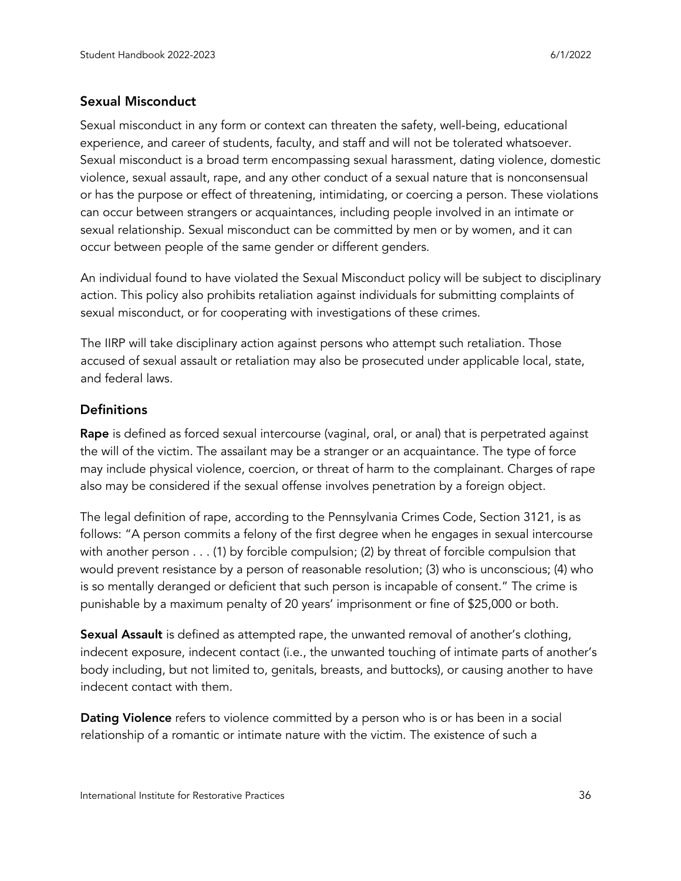## Sexual Misconduct

Sexual misconduct in any form or context can threaten the safety, well-being, educational experience, and career of students, faculty, and staff and will not be tolerated whatsoever. Sexual misconduct is a broad term encompassing sexual harassment, dating violence, domestic violence, sexual assault, rape, and any other conduct of a sexual nature that is nonconsensual or has the purpose or effect of threatening, intimidating, or coercing a person. These violations can occur between strangers or acquaintances, including people involved in an intimate or sexual relationship. Sexual misconduct can be committed by men or by women, and it can occur between people of the same gender or different genders.

An individual found to have violated the Sexual Misconduct policy will be subject to disciplinary action. This policy also prohibits retaliation against individuals for submitting complaints of sexual misconduct, or for cooperating with investigations of these crimes.

The IIRP will take disciplinary action against persons who attempt such retaliation. Those accused of sexual assault or retaliation may also be prosecuted under applicable local, state, and federal laws.

## Definitions

**Rape** is defined as forced sexual intercourse (vaginal, oral, or anal) that is perpetrated against the will of the victim. The assailant may be a stranger or an acquaintance. The type of force may include physical violence, coercion, or threat of harm to the complainant. Charges of rape also may be considered if the sexual offense involves penetration by a foreign object.

The legal definition of rape, according to the Pennsylvania Crimes Code, Section 3121, is as follows: "A person commits a felony of the first degree when he engages in sexual intercourse with another person . . . (1) by forcible compulsion; (2) by threat of forcible compulsion that would prevent resistance by a person of reasonable resolution; (3) who is unconscious; (4) who is so mentally deranged or deficient that such person is incapable of consent." The crime is punishable by a maximum penalty of 20 years' imprisonment or fine of $25,000 or both.

**Sexual Assault** is defined as attempted rape, the unwanted removal of another's clothing, indecent exposure, indecent contact (i.e., the unwanted touching of intimate parts of another's body including, but not limited to, genitals, breasts, and buttocks), or causing another to have indecent contact with them.

**Dating Violence** refers to violence committed by a person who is or has been in a social relationship of a romantic or intimate nature with the victim. The existence of such a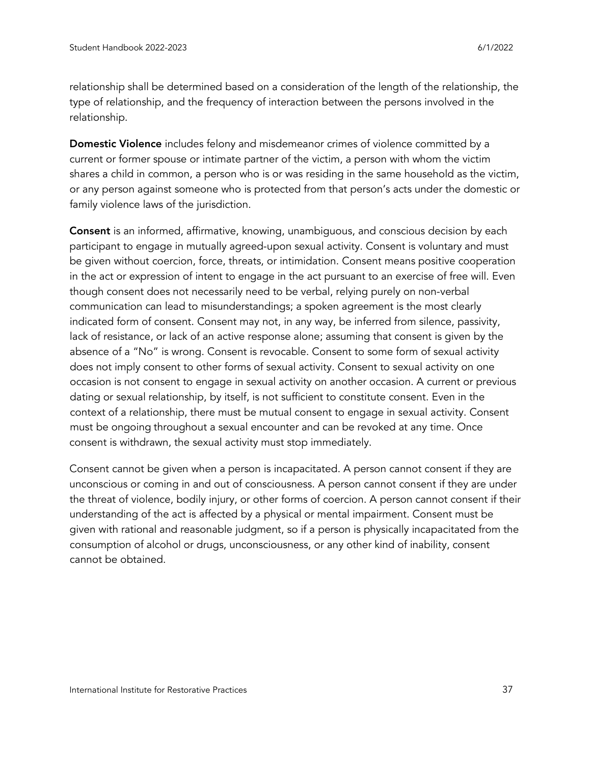relationship shall be determined based on a consideration of the length of the relationship, the type of relationship, and the frequency of interaction between the persons involved in the relationship.

**Domestic Violence** includes felony and misdemeanor crimes of violence committed by a current or former spouse or intimate partner of the victim, a person with whom the victim shares a child in common, a person who is or was residing in the same household as the victim, or any person against someone who is protected from that person's acts under the domestic or family violence laws of the jurisdiction.

**Consent** is an informed, affirmative, knowing, unambiguous, and conscious decision by each participant to engage in mutually agreed-upon sexual activity. Consent is voluntary and must be given without coercion, force, threats, or intimidation. Consent means positive cooperation in the act or expression of intent to engage in the act pursuant to an exercise of free will. Even though consent does not necessarily need to be verbal, relying purely on non-verbal communication can lead to misunderstandings; a spoken agreement is the most clearly indicated form of consent. Consent may not, in any way, be inferred from silence, passivity, lack of resistance, or lack of an active response alone; assuming that consent is given by the absence of a "No" is wrong. Consent is revocable. Consent to some form of sexual activity does not imply consent to other forms of sexual activity. Consent to sexual activity on one occasion is not consent to engage in sexual activity on another occasion. A current or previous dating or sexual relationship, by itself, is not sufficient to constitute consent. Even in the context of a relationship, there must be mutual consent to engage in sexual activity. Consent must be ongoing throughout a sexual encounter and can be revoked at any time. Once consent is withdrawn, the sexual activity must stop immediately.

Consent cannot be given when a person is incapacitated. A person cannot consent if they are unconscious or coming in and out of consciousness. A person cannot consent if they are under the threat of violence, bodily injury, or other forms of coercion. A person cannot consent if their understanding of the act is affected by a physical or mental impairment. Consent must be given with rational and reasonable judgment, so if a person is physically incapacitated from the consumption of alcohol or drugs, unconsciousness, or any other kind of inability, consent cannot be obtained.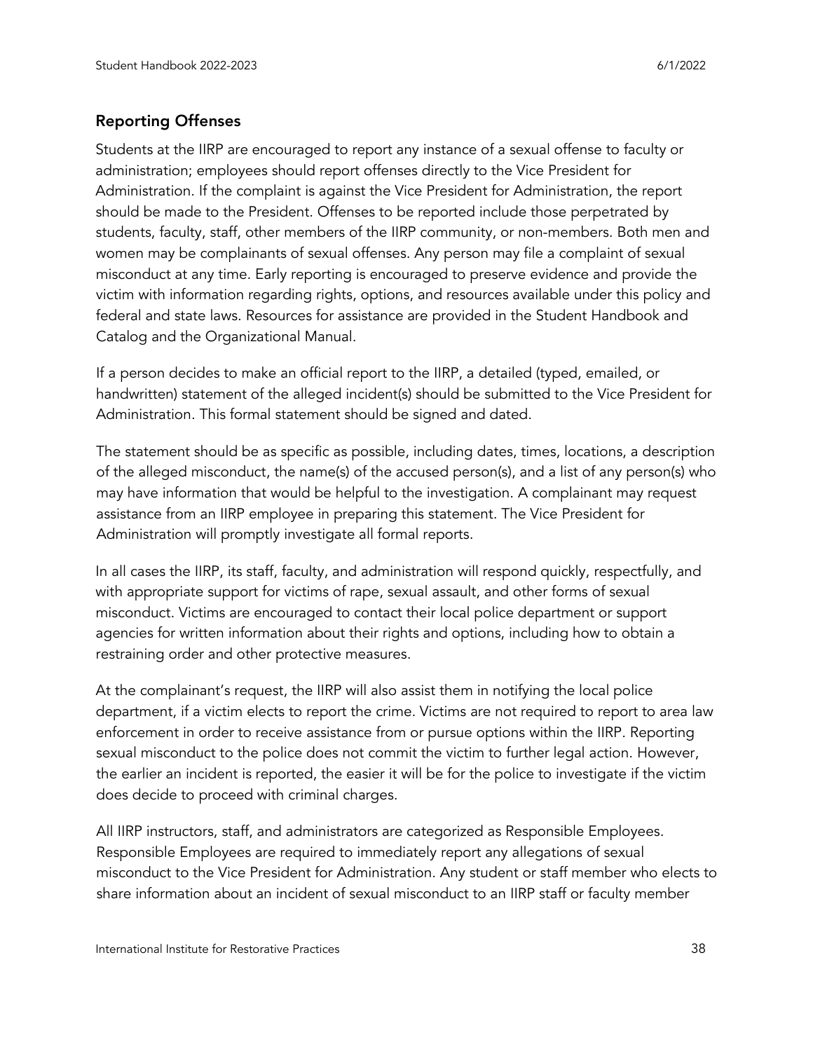## Reporting Offenses

Students at the IIRP are encouraged to report any instance of a sexual offense to faculty or administration; employees should report offenses directly to the Vice President for Administration. If the complaint is against the Vice President for Administration, the report should be made to the President. Offenses to be reported include those perpetrated by students, faculty, staff, other members of the IIRP community, or non-members. Both men and women may be complainants of sexual offenses. Any person may file a complaint of sexual misconduct at any time. Early reporting is encouraged to preserve evidence and provide the victim with information regarding rights, options, and resources available under this policy and federal and state laws. Resources for assistance are provided in the Student Handbook and Catalog and the Organizational Manual.

If a person decides to make an official report to the IIRP, a detailed (typed, emailed, or handwritten) statement of the alleged incident(s) should be submitted to the Vice President for Administration. This formal statement should be signed and dated.

The statement should be as specific as possible, including dates, times, locations, a description of the alleged misconduct, the name(s) of the accused person(s), and a list of any person(s) who may have information that would be helpful to the investigation. A complainant may request assistance from an IIRP employee in preparing this statement. The Vice President for Administration will promptly investigate all formal reports.

In all cases the IIRP, its staff, faculty, and administration will respond quickly, respectfully, and with appropriate support for victims of rape, sexual assault, and other forms of sexual misconduct. Victims are encouraged to contact their local police department or support agencies for written information about their rights and options, including how to obtain a restraining order and other protective measures.

At the complainant's request, the IIRP will also assist them in notifying the local police department, if a victim elects to report the crime. Victims are not required to report to area law enforcement in order to receive assistance from or pursue options within the IIRP. Reporting sexual misconduct to the police does not commit the victim to further legal action. However, the earlier an incident is reported, the easier it will be for the police to investigate if the victim does decide to proceed with criminal charges.

All IIRP instructors, staff, and administrators are categorized as Responsible Employees. Responsible Employees are required to immediately report any allegations of sexual misconduct to the Vice President for Administration. Any student or staff member who elects to share information about an incident of sexual misconduct to an IIRP staff or faculty member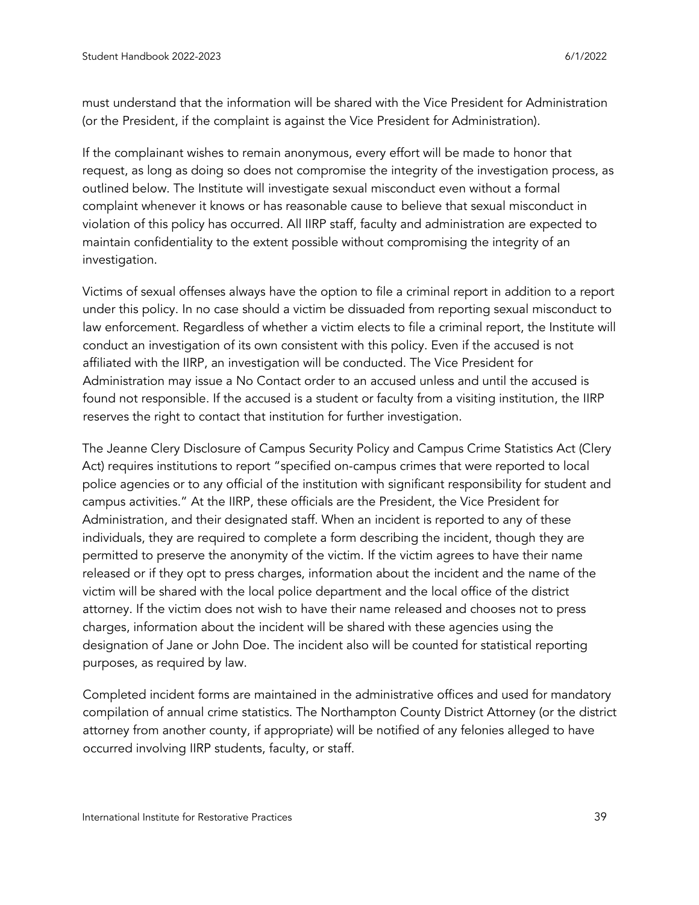must understand that the information will be shared with the Vice President for Administration (or the President, if the complaint is against the Vice President for Administration).

If the complainant wishes to remain anonymous, every effort will be made to honor that request, as long as doing so does not compromise the integrity of the investigation process, as outlined below. The Institute will investigate sexual misconduct even without a formal complaint whenever it knows or has reasonable cause to believe that sexual misconduct in violation of this policy has occurred. All IIRP staff, faculty and administration are expected to maintain confidentiality to the extent possible without compromising the integrity of an investigation.

Victims of sexual offenses always have the option to file a criminal report in addition to a report under this policy. In no case should a victim be dissuaded from reporting sexual misconduct to law enforcement. Regardless of whether a victim elects to file a criminal report, the Institute will conduct an investigation of its own consistent with this policy. Even if the accused is not affiliated with the IIRP, an investigation will be conducted. The Vice President for Administration may issue a No Contact order to an accused unless and until the accused is found not responsible. If the accused is a student or faculty from a visiting institution, the IIRP reserves the right to contact that institution for further investigation.

The Jeanne Clery Disclosure of Campus Security Policy and Campus Crime Statistics Act (Clery Act) requires institutions to report "specified on-campus crimes that were reported to local police agencies or to any official of the institution with significant responsibility for student and campus activities." At the IIRP, these officials are the President, the Vice President for Administration, and their designated staff. When an incident is reported to any of these individuals, they are required to complete a form describing the incident, though they are permitted to preserve the anonymity of the victim. If the victim agrees to have their name released or if they opt to press charges, information about the incident and the name of the victim will be shared with the local police department and the local office of the district attorney. If the victim does not wish to have their name released and chooses not to press charges, information about the incident will be shared with these agencies using the designation of Jane or John Doe. The incident also will be counted for statistical reporting purposes, as required by law.

Completed incident forms are maintained in the administrative offices and used for mandatory compilation of annual crime statistics. The Northampton County District Attorney (or the district attorney from another county, if appropriate) will be notified of any felonies alleged to have occurred involving IIRP students, faculty, or staff.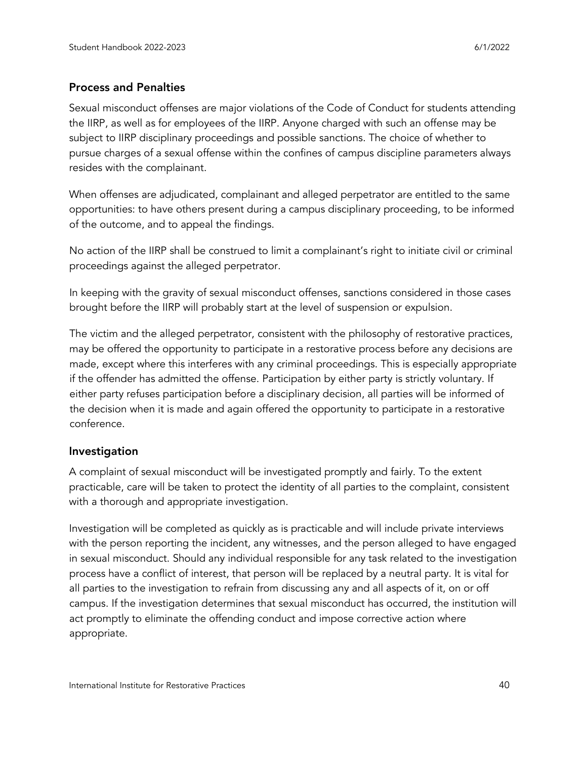## Process and Penalties

Sexual misconduct offenses are major violations of the Code of Conduct for students attending the IIRP, as well as for employees of the IIRP. Anyone charged with such an offense may be subject to IIRP disciplinary proceedings and possible sanctions. The choice of whether to pursue charges of a sexual offense within the confines of campus discipline parameters always resides with the complainant.

When offenses are adjudicated, complainant and alleged perpetrator are entitled to the same opportunities: to have others present during a campus disciplinary proceeding, to be informed of the outcome, and to appeal the findings.

No action of the IIRP shall be construed to limit a complainant's right to initiate civil or criminal proceedings against the alleged perpetrator.

In keeping with the gravity of sexual misconduct offenses, sanctions considered in those cases brought before the IIRP will probably start at the level of suspension or expulsion.

The victim and the alleged perpetrator, consistent with the philosophy of restorative practices, may be offered the opportunity to participate in a restorative process before any decisions are made, except where this interferes with any criminal proceedings. This is especially appropriate if the offender has admitted the offense. Participation by either party is strictly voluntary. If either party refuses participation before a disciplinary decision, all parties will be informed of the decision when it is made and again offered the opportunity to participate in a restorative conference.

## Investigation

A complaint of sexual misconduct will be investigated promptly and fairly. To the extent practicable, care will be taken to protect the identity of all parties to the complaint, consistent with a thorough and appropriate investigation.

Investigation will be completed as quickly as is practicable and will include private interviews with the person reporting the incident, any witnesses, and the person alleged to have engaged in sexual misconduct. Should any individual responsible for any task related to the investigation process have a conflict of interest, that person will be replaced by a neutral party. It is vital for all parties to the investigation to refrain from discussing any and all aspects of it, on or off campus. If the investigation determines that sexual misconduct has occurred, the institution will act promptly to eliminate the offending conduct and impose corrective action where appropriate.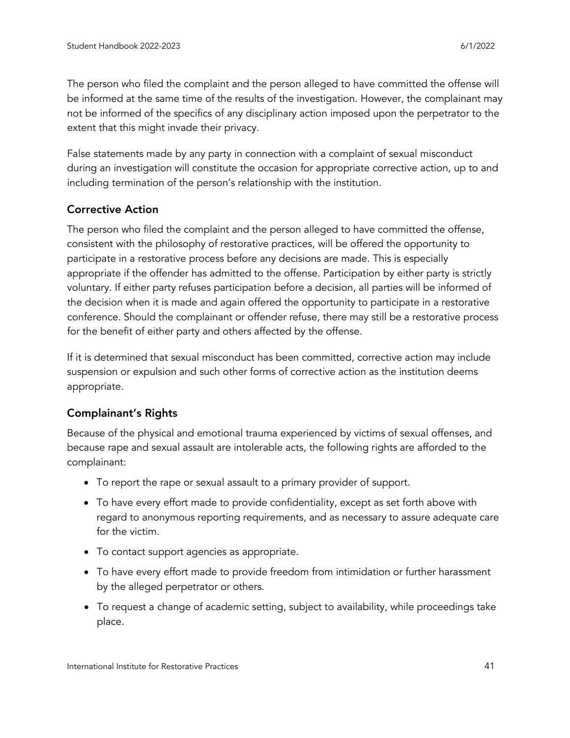The person who filed the complaint and the person alleged to have committed the offense will be informed at the same time of the results of the investigation. However, the complainant may not be informed of the specifics of any disciplinary action imposed upon the perpetrator to the extent that this might invade their privacy.

False statements made by any party in connection with a complaint of sexual misconduct during an investigation will constitute the occasion for appropriate corrective action, up to and including termination of the person's relationship with the institution.

### Corrective Action

The person who filed the complaint and the person alleged to have committed the offense, consistent with the philosophy of restorative practices, will be offered the opportunity to participate in a restorative process before any decisions are made. This is especially appropriate if the offender has admitted to the offense. Participation by either party is strictly voluntary. If either party refuses participation before a decision, all parties will be informed of the decision when it is made and again offered the opportunity to participate in a restorative conference. Should the complainant or offender refuse, there may still be a restorative process for the benefit of either party and others affected by the offense.

If it is determined that sexual misconduct has been committed, corrective action may include suspension or expulsion and such other forms of corrective action as the institution deems appropriate.

### Complainant's Rights

Because of the physical and emotional trauma experienced by victims of sexual offenses, and because rape and sexual assault are intolerable acts, the following rights are afforded to the complainant:

- To report the rape or sexual assault to a primary provider of support.
- To have every effort made to provide confidentiality, except as set forth above with regard to anonymous reporting requirements, and as necessary to assure adequate care for the victim.
- To contact support agencies as appropriate.
- To have every effort made to provide freedom from intimidation or further harassment by the alleged perpetrator or others.
- To request a change of academic setting, subject to availability, while proceedings take place.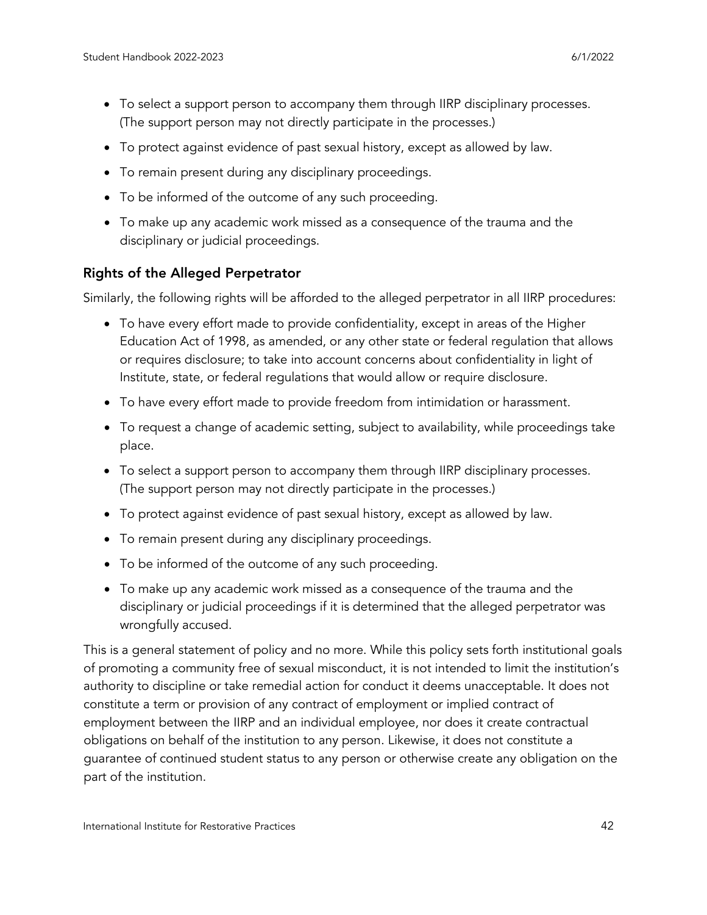- To select a support person to accompany them through IIRP disciplinary processes. (The support person may not directly participate in the processes.)
- To protect against evidence of past sexual history, except as allowed by law.
- To remain present during any disciplinary proceedings.
- To be informed of the outcome of any such proceeding.
- To make up any academic work missed as a consequence of the trauma and the disciplinary or judicial proceedings.

### Rights of the Alleged Perpetrator

Similarly, the following rights will be afforded to the alleged perpetrator in all IIRP procedures:

- To have every effort made to provide confidentiality, except in areas of the Higher Education Act of 1998, as amended, or any other state or federal regulation that allows or requires disclosure; to take into account concerns about confidentiality in light of Institute, state, or federal regulations that would allow or require disclosure.
- To have every effort made to provide freedom from intimidation or harassment.
- To request a change of academic setting, subject to availability, while proceedings take place.
- To select a support person to accompany them through IIRP disciplinary processes. (The support person may not directly participate in the processes.)
- To protect against evidence of past sexual history, except as allowed by law.
- To remain present during any disciplinary proceedings.
- To be informed of the outcome of any such proceeding.
- To make up any academic work missed as a consequence of the trauma and the disciplinary or judicial proceedings if it is determined that the alleged perpetrator was wrongfully accused.

This is a general statement of policy and no more. While this policy sets forth institutional goals of promoting a community free of sexual misconduct, it is not intended to limit the institution's authority to discipline or take remedial action for conduct it deems unacceptable. It does not constitute a term or provision of any contract of employment or implied contract of employment between the IIRP and an individual employee, nor does it create contractual obligations on behalf of the institution to any person. Likewise, it does not constitute a guarantee of continued student status to any person or otherwise create any obligation on the part of the institution.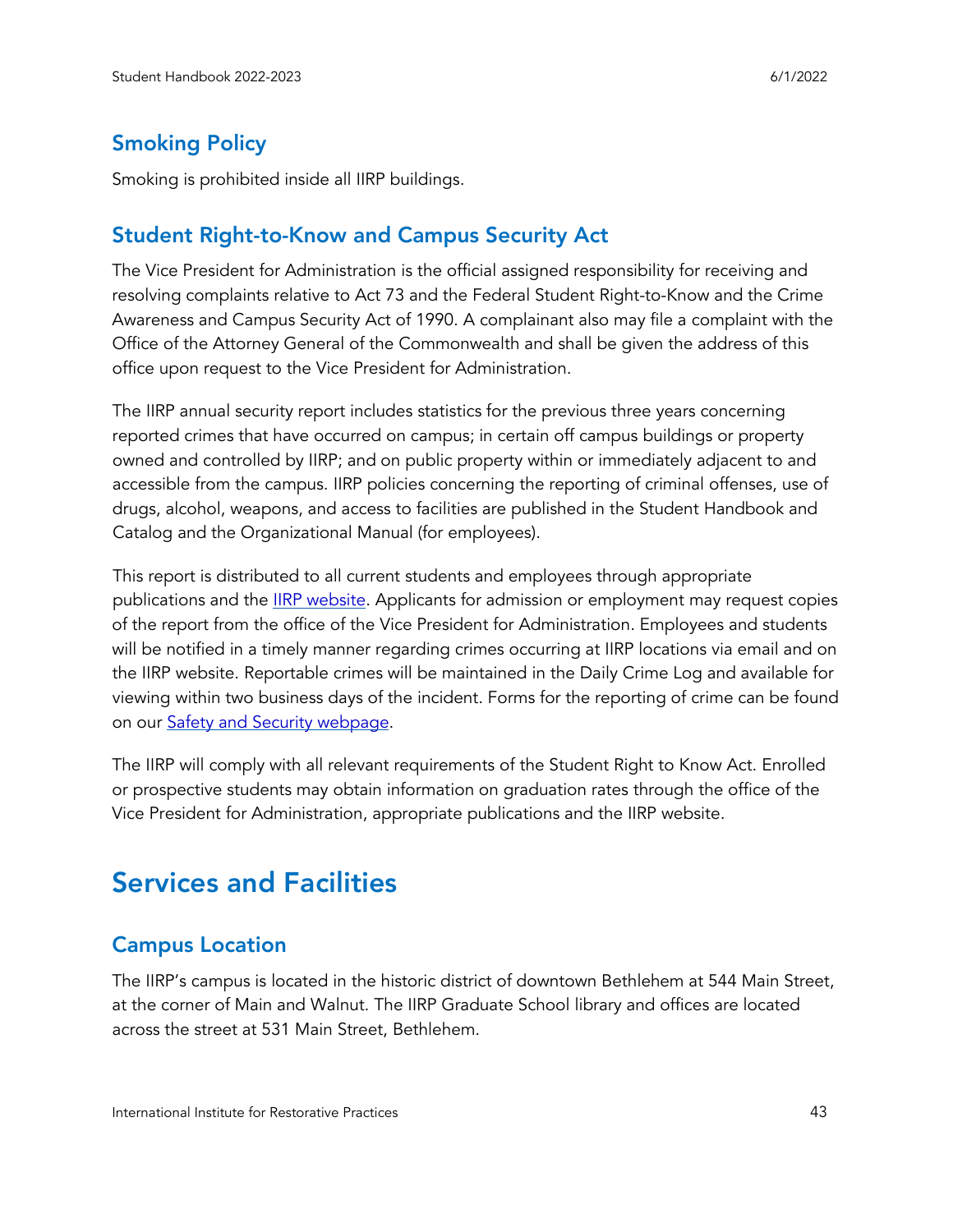## Smoking Policy

Smoking is prohibited inside all IIRP buildings.

## Student Right-to-Know and Campus Security Act

The Vice President for Administration is the official assigned responsibility for receiving and resolving complaints relative to Act 73 and the Federal Student Right-to-Know and the Crime Awareness and Campus Security Act of 1990. A complainant also may file a complaint with the Office of the Attorney General of the Commonwealth and shall be given the address of this office upon request to the Vice President for Administration.

The IIRP annual security report includes statistics for the previous three years concerning reported crimes that have occurred on campus; in certain off campus buildings or property owned and controlled by IIRP; and on public property within or immediately adjacent to and accessible from the campus. IIRP policies concerning the reporting of criminal offenses, use of drugs, alcohol, weapons, and access to facilities are published in the Student Handbook and Catalog and the Organizational Manual (for employees).

This report is distributed to all current students and employees through appropriate publications and the IIRP website. Applicants for admission or employment may request copies of the report from the office of the Vice President for Administration. Employees and students will be notified in a timely manner regarding crimes occurring at IIRP locations via email and on the IIRP website. Reportable crimes will be maintained in the Daily Crime Log and available for viewing within two business days of the incident. Forms for the reporting of crime can be found on our Safety and Security webpage.

The IIRP will comply with all relevant requirements of the Student Right to Know Act. Enrolled or prospective students may obtain information on graduation rates through the office of the Vice President for Administration, appropriate publications and the IIRP website.

# Services and Facilities

## Campus Location

The IIRP's campus is located in the historic district of downtown Bethlehem at 544 Main Street, at the corner of Main and Walnut. The IIRP Graduate School library and offices are located across the street at 531 Main Street, Bethlehem.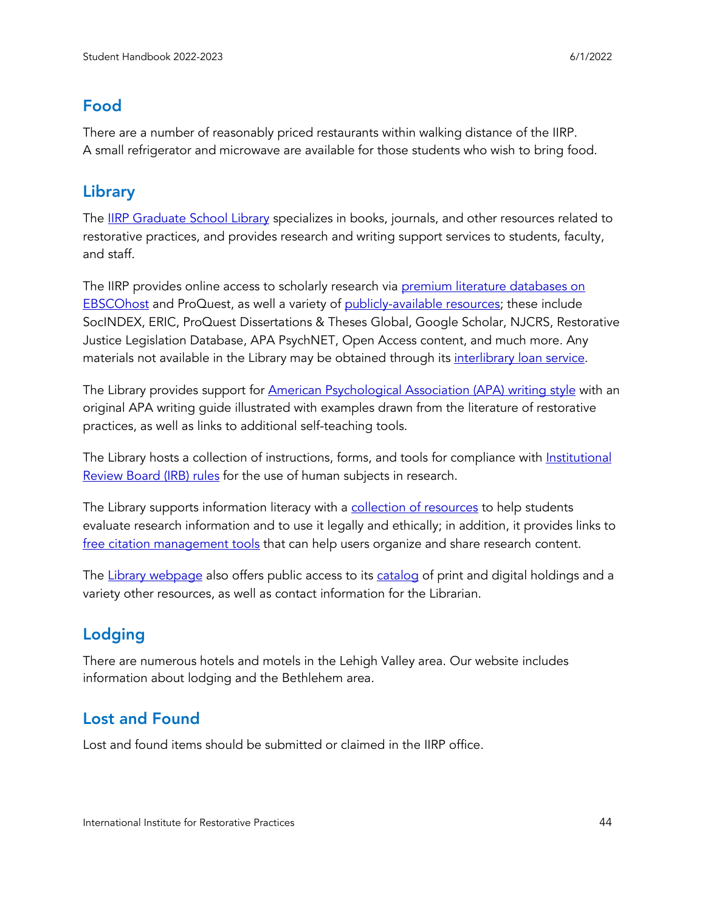## Food

There are a number of reasonably priced restaurants within walking distance of the IIRP. A small refrigerator and microwave are available for those students who wish to bring food.

## Library

The IIRP Graduate School Library specializes in books, journals, and other resources related to restorative practices, and provides research and writing support services to students, faculty, and staff.

The IIRP provides online access to scholarly research via premium literature databases on EBSCOhost and ProQuest, as well a variety of publicly-available resources; these include SocINDEX, ERIC, ProQuest Dissertations & Theses Global, Google Scholar, NJCRS, Restorative Justice Legislation Database, APA PsychNET, Open Access content, and much more. Any materials not available in the Library may be obtained through its interlibrary loan service.

The Library provides support for American Psychological Association (APA) writing style with an original APA writing guide illustrated with examples drawn from the literature of restorative practices, as well as links to additional self-teaching tools.

The Library hosts a collection of instructions, forms, and tools for compliance with Institutional Review Board (IRB) rules for the use of human subjects in research.

The Library supports information literacy with a collection of resources to help students evaluate research information and to use it legally and ethically; in addition, it provides links to free citation management tools that can help users organize and share research content.

The Library webpage also offers public access to its catalog of print and digital holdings and a variety other resources, as well as contact information for the Librarian.

## Lodging

There are numerous hotels and motels in the Lehigh Valley area. Our website includes information about lodging and the Bethlehem area.

## Lost and Found

Lost and found items should be submitted or claimed in the IIRP office.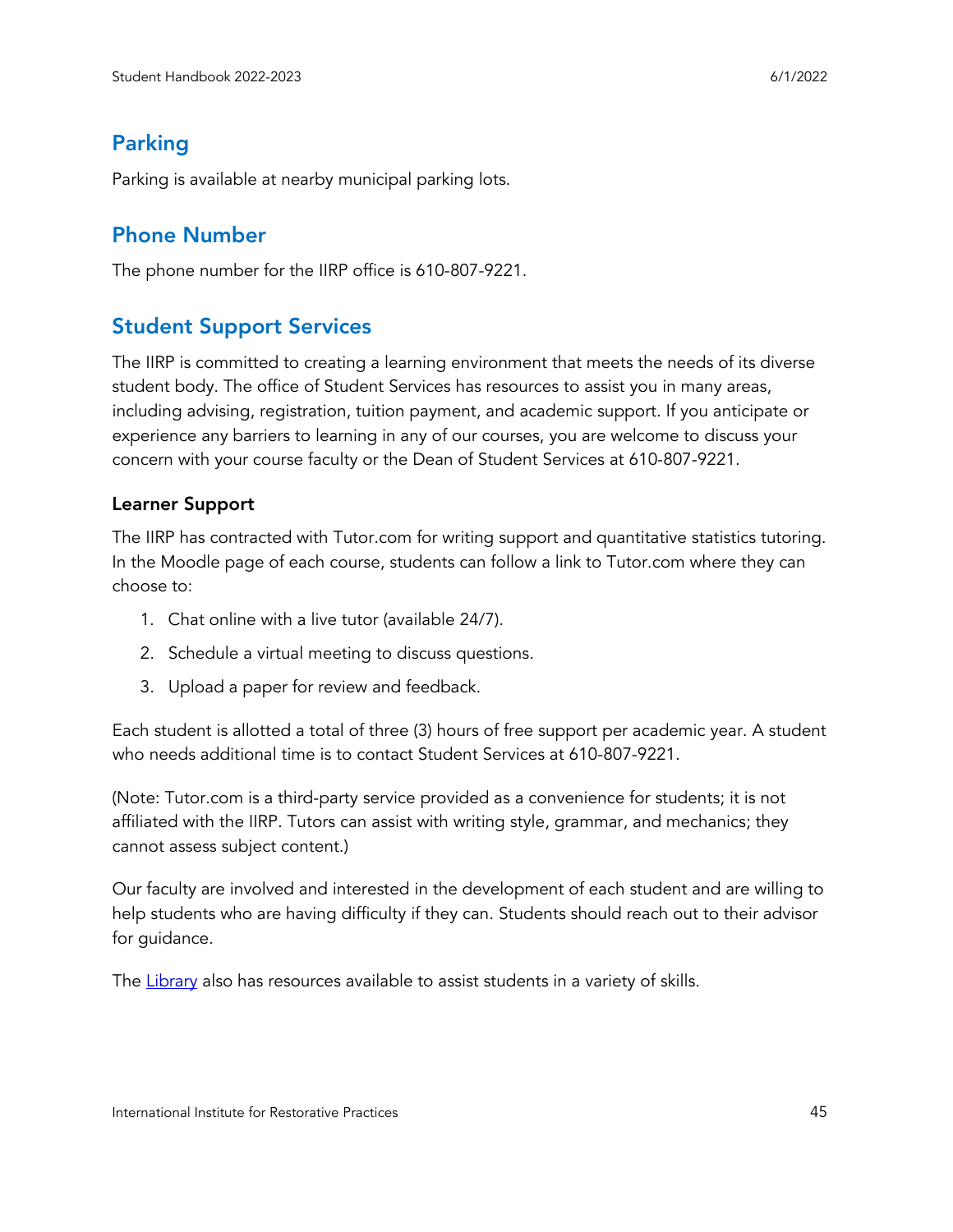## Parking

Parking is available at nearby municipal parking lots.

## Phone Number

The phone number for the IIRP office is 610-807-9221.

## Student Support Services

The IIRP is committed to creating a learning environment that meets the needs of its diverse student body. The office of Student Services has resources to assist you in many areas, including advising, registration, tuition payment, and academic support. If you anticipate or experience any barriers to learning in any of our courses, you are welcome to discuss your concern with your course faculty or the Dean of Student Services at 610-807-9221.

### Learner Support

The IIRP has contracted with Tutor.com for writing support and quantitative statistics tutoring. In the Moodle page of each course, students can follow a link to Tutor.com where they can choose to:

1. Chat online with a live tutor (available 24/7).
2. Schedule a virtual meeting to discuss questions.
3. Upload a paper for review and feedback.

Each student is allotted a total of three (3) hours of free support per academic year. A student who needs additional time is to contact Student Services at 610-807-9221.

(Note: Tutor.com is a third-party service provided as a convenience for students; it is not affiliated with the IIRP. Tutors can assist with writing style, grammar, and mechanics; they cannot assess subject content.)

Our faculty are involved and interested in the development of each student and are willing to help students who are having difficulty if they can. Students should reach out to their advisor for guidance.

The Library also has resources available to assist students in a variety of skills.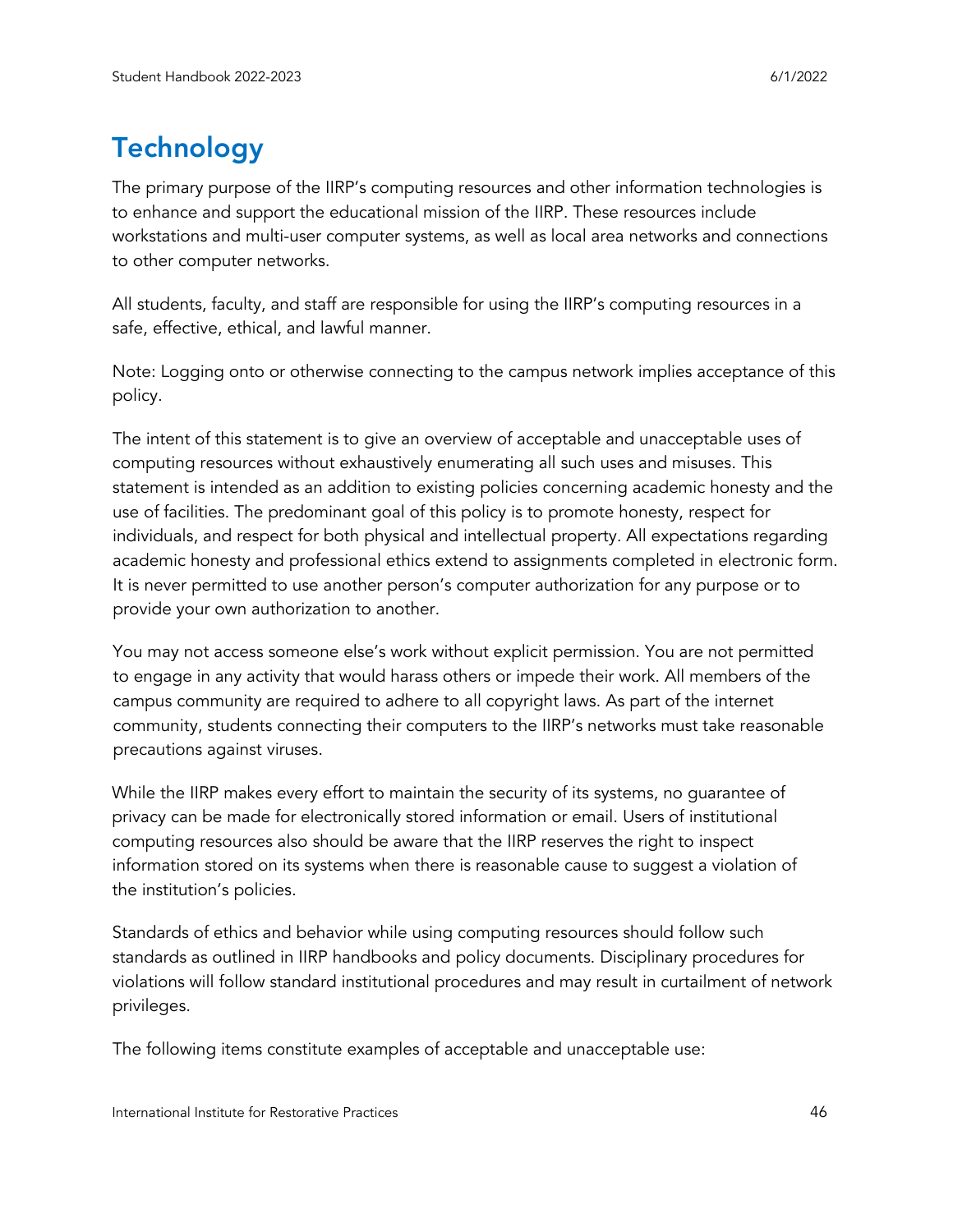# Technology

The primary purpose of the IIRP's computing resources and other information technologies is to enhance and support the educational mission of the IIRP. These resources include workstations and multi-user computer systems, as well as local area networks and connections to other computer networks.

All students, faculty, and staff are responsible for using the IIRP's computing resources in a safe, effective, ethical, and lawful manner.

Note: Logging onto or otherwise connecting to the campus network implies acceptance of this policy.

The intent of this statement is to give an overview of acceptable and unacceptable uses of computing resources without exhaustively enumerating all such uses and misuses. This statement is intended as an addition to existing policies concerning academic honesty and the use of facilities. The predominant goal of this policy is to promote honesty, respect for individuals, and respect for both physical and intellectual property. All expectations regarding academic honesty and professional ethics extend to assignments completed in electronic form. It is never permitted to use another person's computer authorization for any purpose or to provide your own authorization to another.

You may not access someone else's work without explicit permission. You are not permitted to engage in any activity that would harass others or impede their work. All members of the campus community are required to adhere to all copyright laws. As part of the internet community, students connecting their computers to the IIRP's networks must take reasonable precautions against viruses.

While the IIRP makes every effort to maintain the security of its systems, no guarantee of privacy can be made for electronically stored information or email. Users of institutional computing resources also should be aware that the IIRP reserves the right to inspect information stored on its systems when there is reasonable cause to suggest a violation of the institution's policies.

Standards of ethics and behavior while using computing resources should follow such standards as outlined in IIRP handbooks and policy documents. Disciplinary procedures for violations will follow standard institutional procedures and may result in curtailment of network privileges.

The following items constitute examples of acceptable and unacceptable use: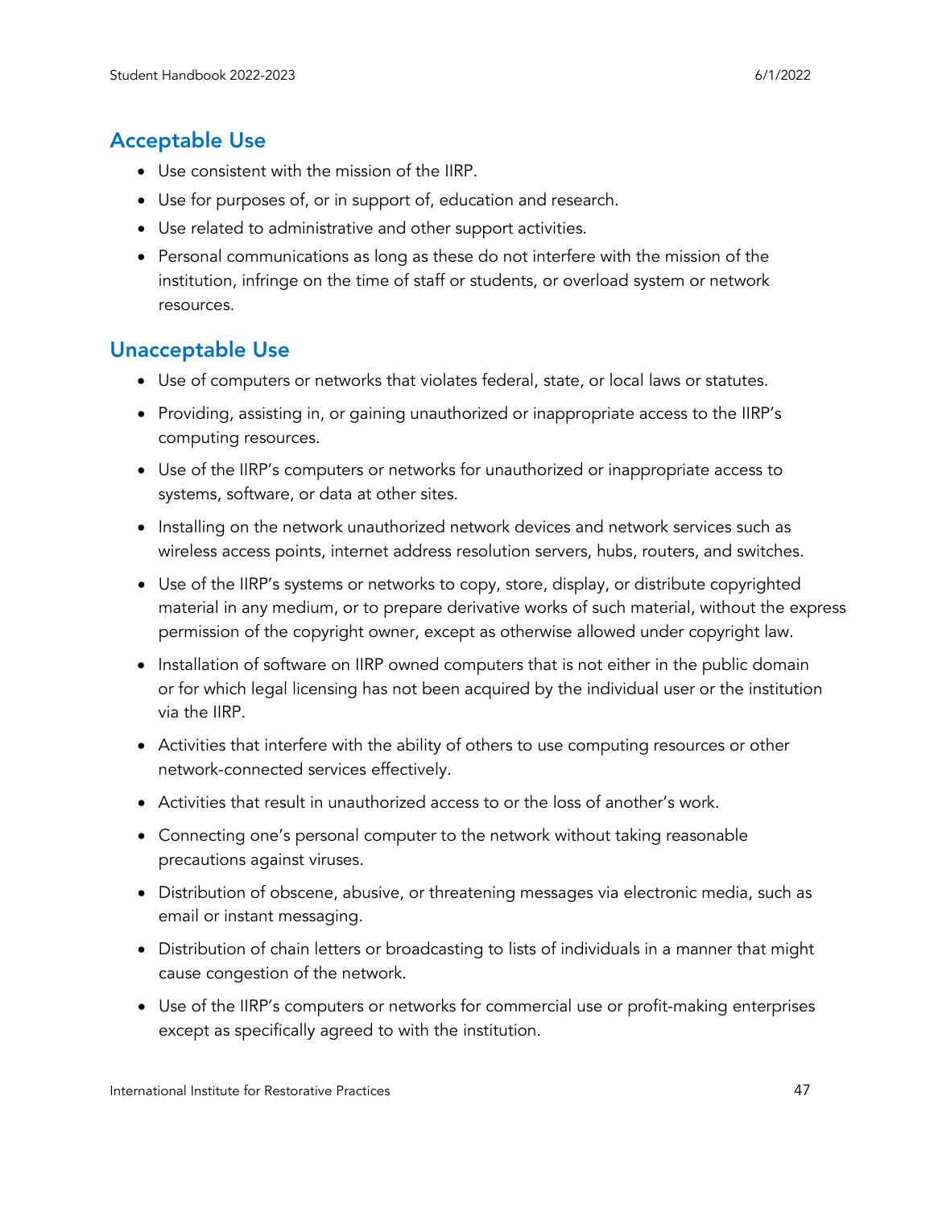## Acceptable Use

- Use consistent with the mission of the IIRP.
- Use for purposes of, or in support of, education and research.
- Use related to administrative and other support activities.
- Personal communications as long as these do not interfere with the mission of the institution, infringe on the time of staff or students, or overload system or network resources.

## Unacceptable Use

- Use of computers or networks that violates federal, state, or local laws or statutes.
- Providing, assisting in, or gaining unauthorized or inappropriate access to the IIRP's computing resources.
- Use of the IIRP's computers or networks for unauthorized or inappropriate access to systems, software, or data at other sites.
- Installing on the network unauthorized network devices and network services such as wireless access points, internet address resolution servers, hubs, routers, and switches.
- Use of the IIRP's systems or networks to copy, store, display, or distribute copyrighted material in any medium, or to prepare derivative works of such material, without the express permission of the copyright owner, except as otherwise allowed under copyright law.
- Installation of software on IIRP owned computers that is not either in the public domain or for which legal licensing has not been acquired by the individual user or the institution via the IIRP.
- Activities that interfere with the ability of others to use computing resources or other network-connected services effectively.
- Activities that result in unauthorized access to or the loss of another's work.
- Connecting one's personal computer to the network without taking reasonable precautions against viruses.
- Distribution of obscene, abusive, or threatening messages via electronic media, such as email or instant messaging.
- Distribution of chain letters or broadcasting to lists of individuals in a manner that might cause congestion of the network.
- Use of the IIRP's computers or networks for commercial use or profit-making enterprises except as specifically agreed to with the institution.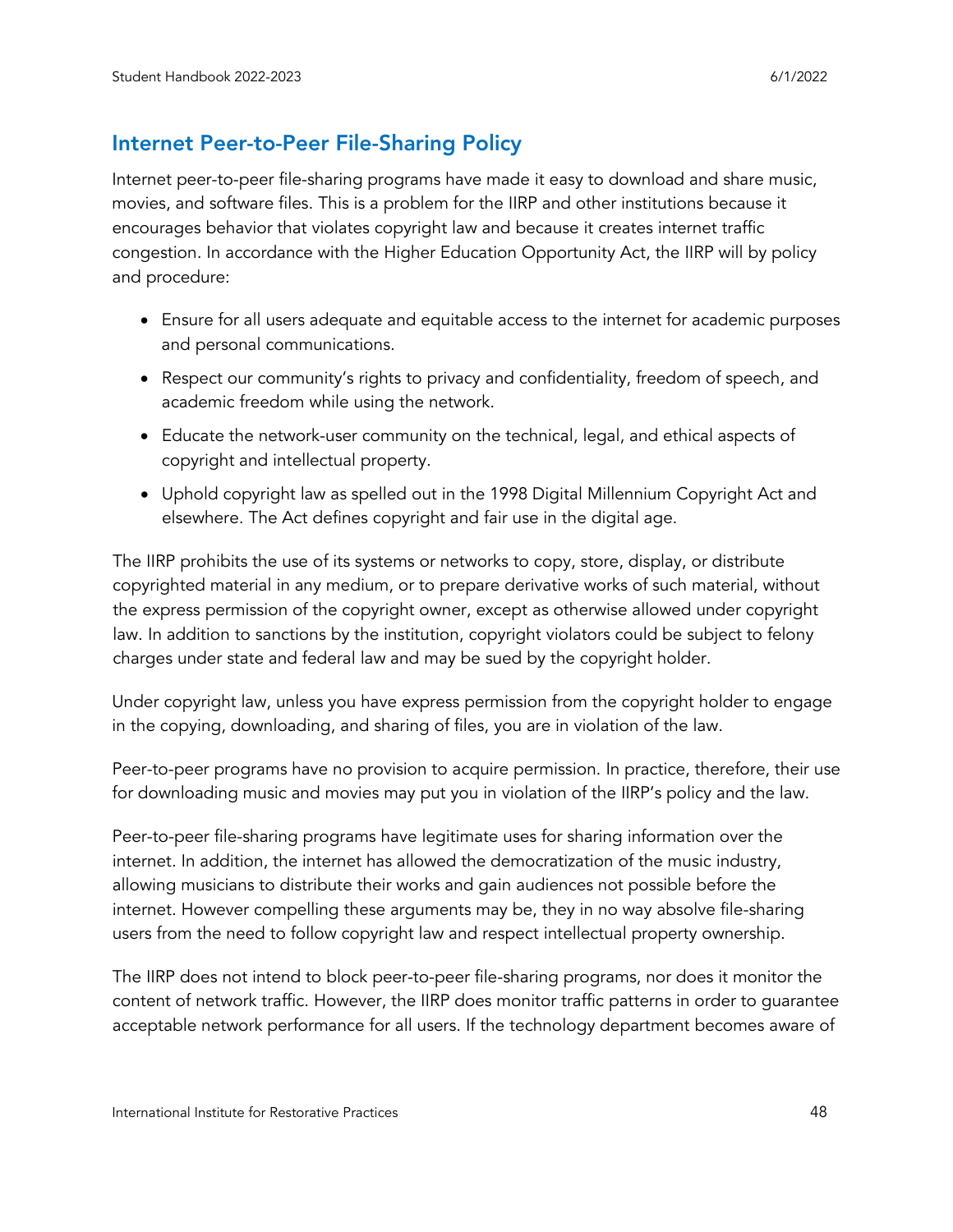## Internet Peer-to-Peer File-Sharing Policy

Internet peer-to-peer file-sharing programs have made it easy to download and share music, movies, and software files. This is a problem for the IIRP and other institutions because it encourages behavior that violates copyright law and because it creates internet traffic congestion. In accordance with the Higher Education Opportunity Act, the IIRP will by policy and procedure:

- Ensure for all users adequate and equitable access to the internet for academic purposes and personal communications.
- Respect our community's rights to privacy and confidentiality, freedom of speech, and academic freedom while using the network.
- Educate the network-user community on the technical, legal, and ethical aspects of copyright and intellectual property.
- Uphold copyright law as spelled out in the 1998 Digital Millennium Copyright Act and elsewhere. The Act defines copyright and fair use in the digital age.

The IIRP prohibits the use of its systems or networks to copy, store, display, or distribute copyrighted material in any medium, or to prepare derivative works of such material, without the express permission of the copyright owner, except as otherwise allowed under copyright law. In addition to sanctions by the institution, copyright violators could be subject to felony charges under state and federal law and may be sued by the copyright holder.

Under copyright law, unless you have express permission from the copyright holder to engage in the copying, downloading, and sharing of files, you are in violation of the law.

Peer-to-peer programs have no provision to acquire permission. In practice, therefore, their use for downloading music and movies may put you in violation of the IIRP's policy and the law.

Peer-to-peer file-sharing programs have legitimate uses for sharing information over the internet. In addition, the internet has allowed the democratization of the music industry, allowing musicians to distribute their works and gain audiences not possible before the internet. However compelling these arguments may be, they in no way absolve file-sharing users from the need to follow copyright law and respect intellectual property ownership.

The IIRP does not intend to block peer-to-peer file-sharing programs, nor does it monitor the content of network traffic. However, the IIRP does monitor traffic patterns in order to guarantee acceptable network performance for all users. If the technology department becomes aware of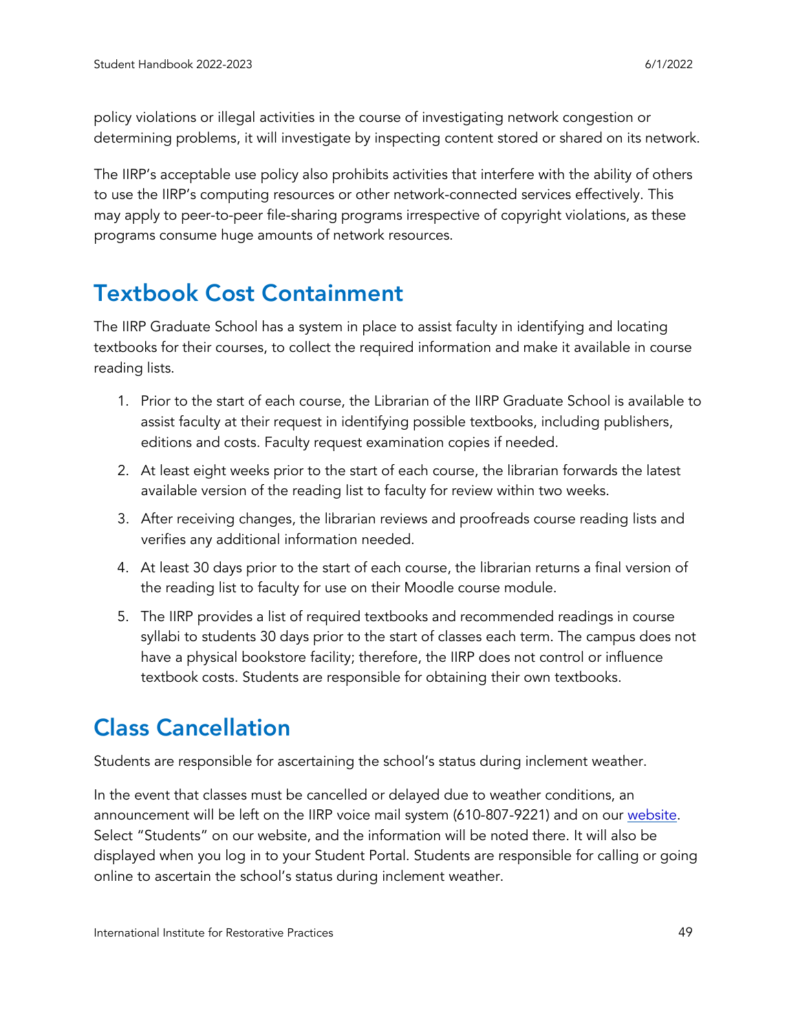policy violations or illegal activities in the course of investigating network congestion or determining problems, it will investigate by inspecting content stored or shared on its network.

The IIRP's acceptable use policy also prohibits activities that interfere with the ability of others to use the IIRP's computing resources or other network-connected services effectively. This may apply to peer-to-peer file-sharing programs irrespective of copyright violations, as these programs consume huge amounts of network resources.

## Textbook Cost Containment

The IIRP Graduate School has a system in place to assist faculty in identifying and locating textbooks for their courses, to collect the required information and make it available in course reading lists.

1. Prior to the start of each course, the Librarian of the IIRP Graduate School is available to assist faculty at their request in identifying possible textbooks, including publishers, editions and costs. Faculty request examination copies if needed.
2. At least eight weeks prior to the start of each course, the librarian forwards the latest available version of the reading list to faculty for review within two weeks.
3. After receiving changes, the librarian reviews and proofreads course reading lists and verifies any additional information needed.
4. At least 30 days prior to the start of each course, the librarian returns a final version of the reading list to faculty for use on their Moodle course module.
5. The IIRP provides a list of required textbooks and recommended readings in course syllabi to students 30 days prior to the start of classes each term. The campus does not have a physical bookstore facility; therefore, the IIRP does not control or influence textbook costs. Students are responsible for obtaining their own textbooks.

## Class Cancellation

Students are responsible for ascertaining the school's status during inclement weather.

In the event that classes must be cancelled or delayed due to weather conditions, an announcement will be left on the IIRP voice mail system (610-807-9221) and on our website. Select "Students" on our website, and the information will be noted there. It will also be displayed when you log in to your Student Portal. Students are responsible for calling or going online to ascertain the school's status during inclement weather.